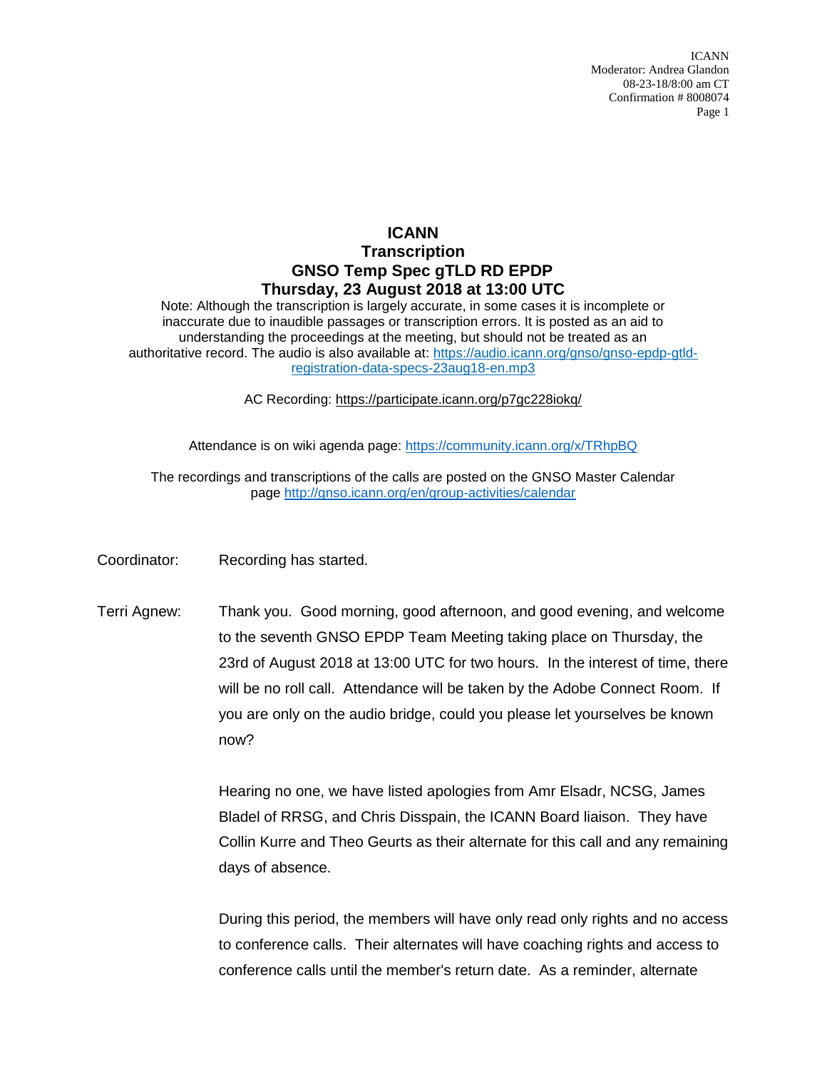# ICANN
## Transcription
## GNSO Temp Spec gTLD RD EPDP
## Thursday, 23 August 2018 at 13:00 UTC

Note: Although the transcription is largely accurate, in some cases it is incomplete or inaccurate due to inaudible passages or transcription errors. It is posted as an aid to understanding the proceedings at the meeting, but should not be treated as an authoritative record. The audio is also available at: https://audio.icann.org/gnso/gnso-epdp-gtld-registration-data-specs-23aug18-en.mp3

AC Recording: https://participate.icann.org/p7gc228iokq/

Attendance is on wiki agenda page: https://community.icann.org/x/TRhpBQ

The recordings and transcriptions of the calls are posted on the GNSO Master Calendar page http://gnso.icann.org/en/group-activities/calendar

Coordinator: Recording has started.

Terri Agnew: Thank you. Good morning, good afternoon, and good evening, and welcome to the seventh GNSO EPDP Team Meeting taking place on Thursday, the 23rd of August 2018 at 13:00 UTC for two hours. In the interest of time, there will be no roll call. Attendance will be taken by the Adobe Connect Room. If you are only on the audio bridge, could you please let yourselves be known now?

Hearing no one, we have listed apologies from Amr Elsadr, NCSG, James Bladel of RRSG, and Chris Disspain, the ICANN Board liaison. They have Collin Kurre and Theo Geurts as their alternate for this call and any remaining days of absence.

During this period, the members will have only read only rights and no access to conference calls. Their alternates will have coaching rights and access to conference calls until the member's return date. As a reminder, alternate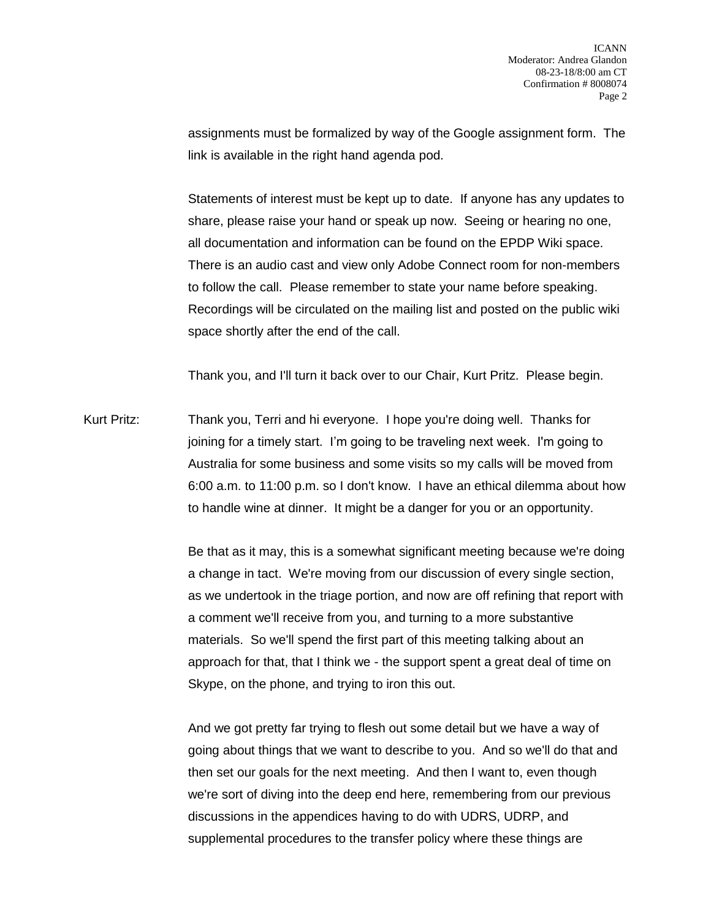assignments must be formalized by way of the Google assignment form. The link is available in the right hand agenda pod.

Statements of interest must be kept up to date. If anyone has any updates to share, please raise your hand or speak up now. Seeing or hearing no one, all documentation and information can be found on the EPDP Wiki space. There is an audio cast and view only Adobe Connect room for non-members to follow the call. Please remember to state your name before speaking. Recordings will be circulated on the mailing list and posted on the public wiki space shortly after the end of the call.

Thank you, and I'll turn it back over to our Chair, Kurt Pritz. Please begin.

Kurt Pritz: Thank you, Terri and hi everyone. I hope you're doing well. Thanks for joining for a timely start. I'm going to be traveling next week. I'm going to Australia for some business and some visits so my calls will be moved from 6:00 a.m. to 11:00 p.m. so I don't know. I have an ethical dilemma about how to handle wine at dinner. It might be a danger for you or an opportunity.

Be that as it may, this is a somewhat significant meeting because we're doing a change in tact. We're moving from our discussion of every single section, as we undertook in the triage portion, and now are off refining that report with a comment we'll receive from you, and turning to a more substantive materials. So we'll spend the first part of this meeting talking about an approach for that, that I think we - the support spent a great deal of time on Skype, on the phone, and trying to iron this out.

And we got pretty far trying to flesh out some detail but we have a way of going about things that we want to describe to you. And so we'll do that and then set our goals for the next meeting. And then I want to, even though we're sort of diving into the deep end here, remembering from our previous discussions in the appendices having to do with UDRS, UDRP, and supplemental procedures to the transfer policy where these things are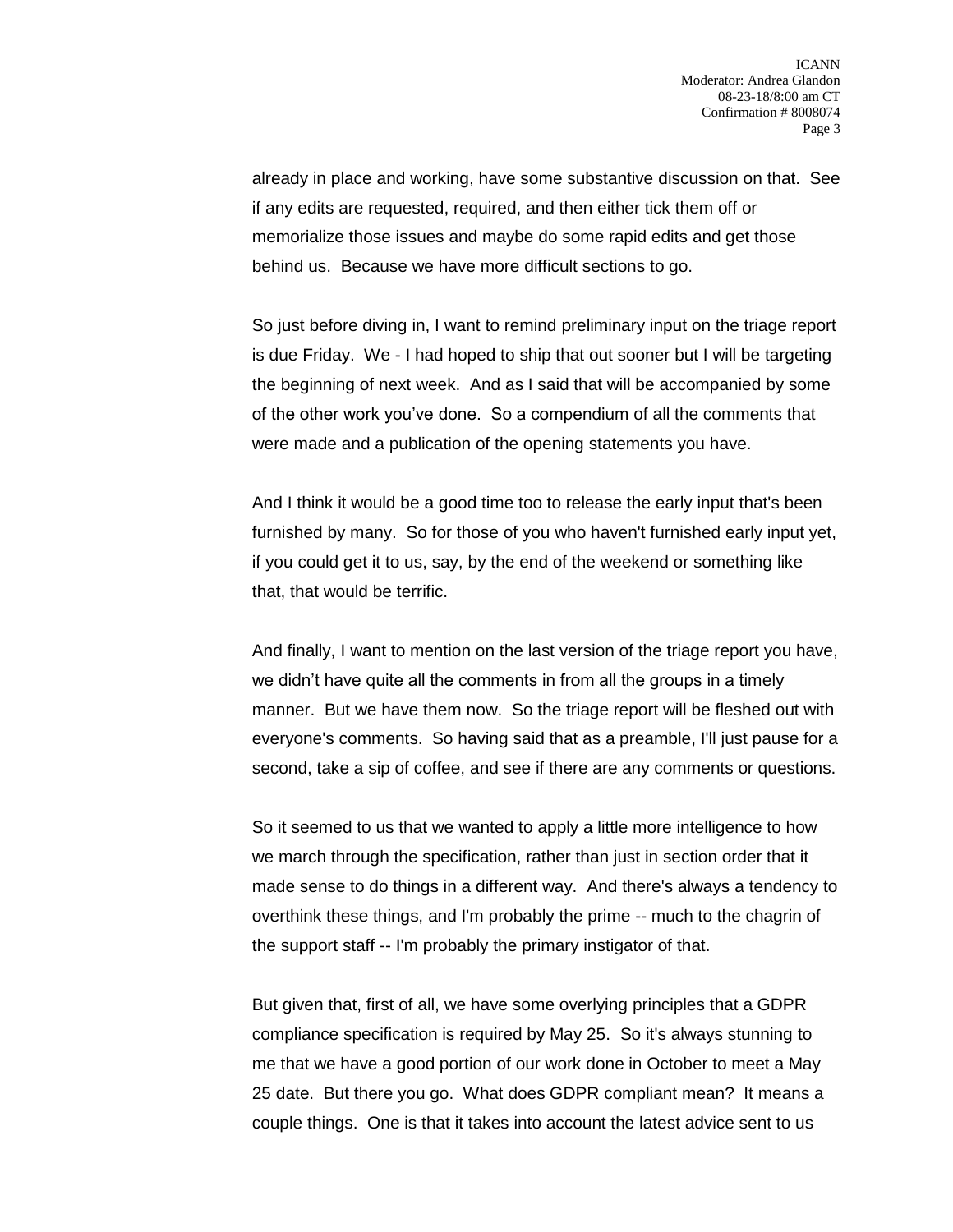already in place and working, have some substantive discussion on that. See if any edits are requested, required, and then either tick them off or memorialize those issues and maybe do some rapid edits and get those behind us. Because we have more difficult sections to go.

So just before diving in, I want to remind preliminary input on the triage report is due Friday. We - I had hoped to ship that out sooner but I will be targeting the beginning of next week. And as I said that will be accompanied by some of the other work you've done. So a compendium of all the comments that were made and a publication of the opening statements you have.

And I think it would be a good time too to release the early input that's been furnished by many. So for those of you who haven't furnished early input yet, if you could get it to us, say, by the end of the weekend or something like that, that would be terrific.

And finally, I want to mention on the last version of the triage report you have, we didn't have quite all the comments in from all the groups in a timely manner. But we have them now. So the triage report will be fleshed out with everyone's comments. So having said that as a preamble, I'll just pause for a second, take a sip of coffee, and see if there are any comments or questions.

So it seemed to us that we wanted to apply a little more intelligence to how we march through the specification, rather than just in section order that it made sense to do things in a different way. And there's always a tendency to overthink these things, and I'm probably the prime -- much to the chagrin of the support staff -- I'm probably the primary instigator of that.

But given that, first of all, we have some overlying principles that a GDPR compliance specification is required by May 25. So it's always stunning to me that we have a good portion of our work done in October to meet a May 25 date. But there you go. What does GDPR compliant mean? It means a couple things. One is that it takes into account the latest advice sent to us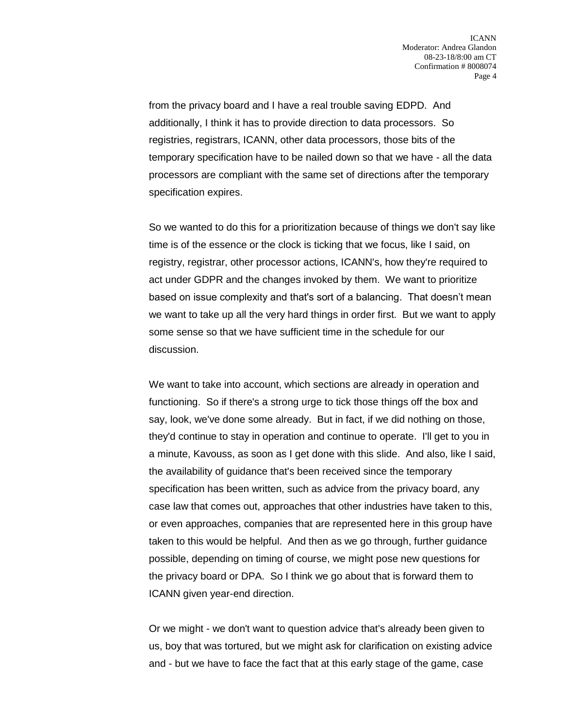from the privacy board and I have a real trouble saving EDPD. And additionally, I think it has to provide direction to data processors. So registries, registrars, ICANN, other data processors, those bits of the temporary specification have to be nailed down so that we have - all the data processors are compliant with the same set of directions after the temporary specification expires.

So we wanted to do this for a prioritization because of things we don't say like time is of the essence or the clock is ticking that we focus, like I said, on registry, registrar, other processor actions, ICANN's, how they're required to act under GDPR and the changes invoked by them. We want to prioritize based on issue complexity and that's sort of a balancing. That doesn't mean we want to take up all the very hard things in order first. But we want to apply some sense so that we have sufficient time in the schedule for our discussion.

We want to take into account, which sections are already in operation and functioning. So if there's a strong urge to tick those things off the box and say, look, we've done some already. But in fact, if we did nothing on those, they'd continue to stay in operation and continue to operate. I'll get to you in a minute, Kavouss, as soon as I get done with this slide. And also, like I said, the availability of guidance that's been received since the temporary specification has been written, such as advice from the privacy board, any case law that comes out, approaches that other industries have taken to this, or even approaches, companies that are represented here in this group have taken to this would be helpful. And then as we go through, further guidance possible, depending on timing of course, we might pose new questions for the privacy board or DPA. So I think we go about that is forward them to ICANN given year-end direction.

Or we might - we don't want to question advice that's already been given to us, boy that was tortured, but we might ask for clarification on existing advice and - but we have to face the fact that at this early stage of the game, case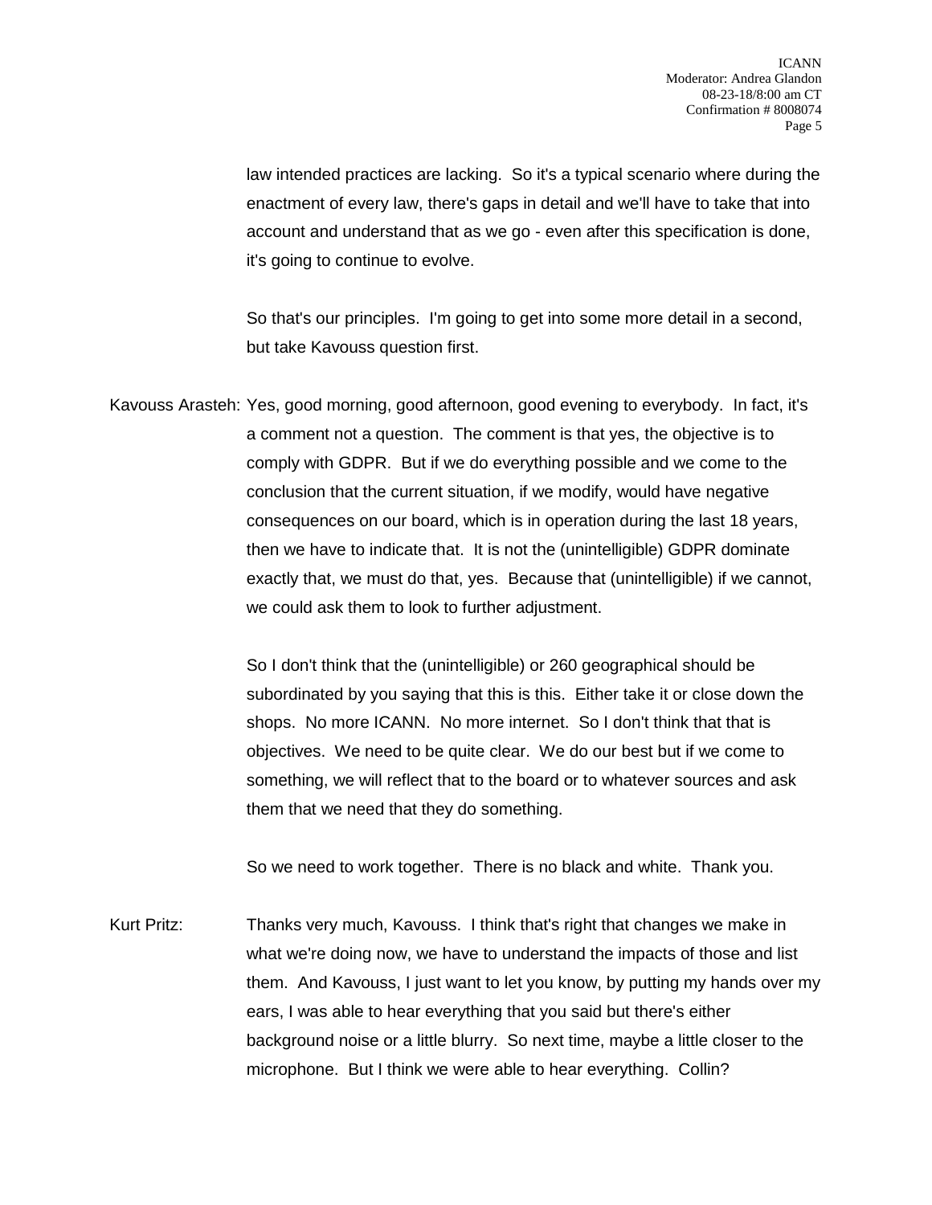law intended practices are lacking. So it's a typical scenario where during the enactment of every law, there's gaps in detail and we'll have to take that into account and understand that as we go - even after this specification is done, it's going to continue to evolve.

So that's our principles. I'm going to get into some more detail in a second, but take Kavouss question first.

Kavouss Arasteh: Yes, good morning, good afternoon, good evening to everybody. In fact, it's a comment not a question. The comment is that yes, the objective is to comply with GDPR. But if we do everything possible and we come to the conclusion that the current situation, if we modify, would have negative consequences on our board, which is in operation during the last 18 years, then we have to indicate that. It is not the (unintelligible) GDPR dominate exactly that, we must do that, yes. Because that (unintelligible) if we cannot, we could ask them to look to further adjustment.

So I don't think that the (unintelligible) or 260 geographical should be subordinated by you saying that this is this. Either take it or close down the shops. No more ICANN. No more internet. So I don't think that that is objectives. We need to be quite clear. We do our best but if we come to something, we will reflect that to the board or to whatever sources and ask them that we need that they do something.

So we need to work together. There is no black and white. Thank you.

Kurt Pritz: Thanks very much, Kavouss. I think that's right that changes we make in what we're doing now, we have to understand the impacts of those and list them. And Kavouss, I just want to let you know, by putting my hands over my ears, I was able to hear everything that you said but there's either background noise or a little blurry. So next time, maybe a little closer to the microphone. But I think we were able to hear everything. Collin?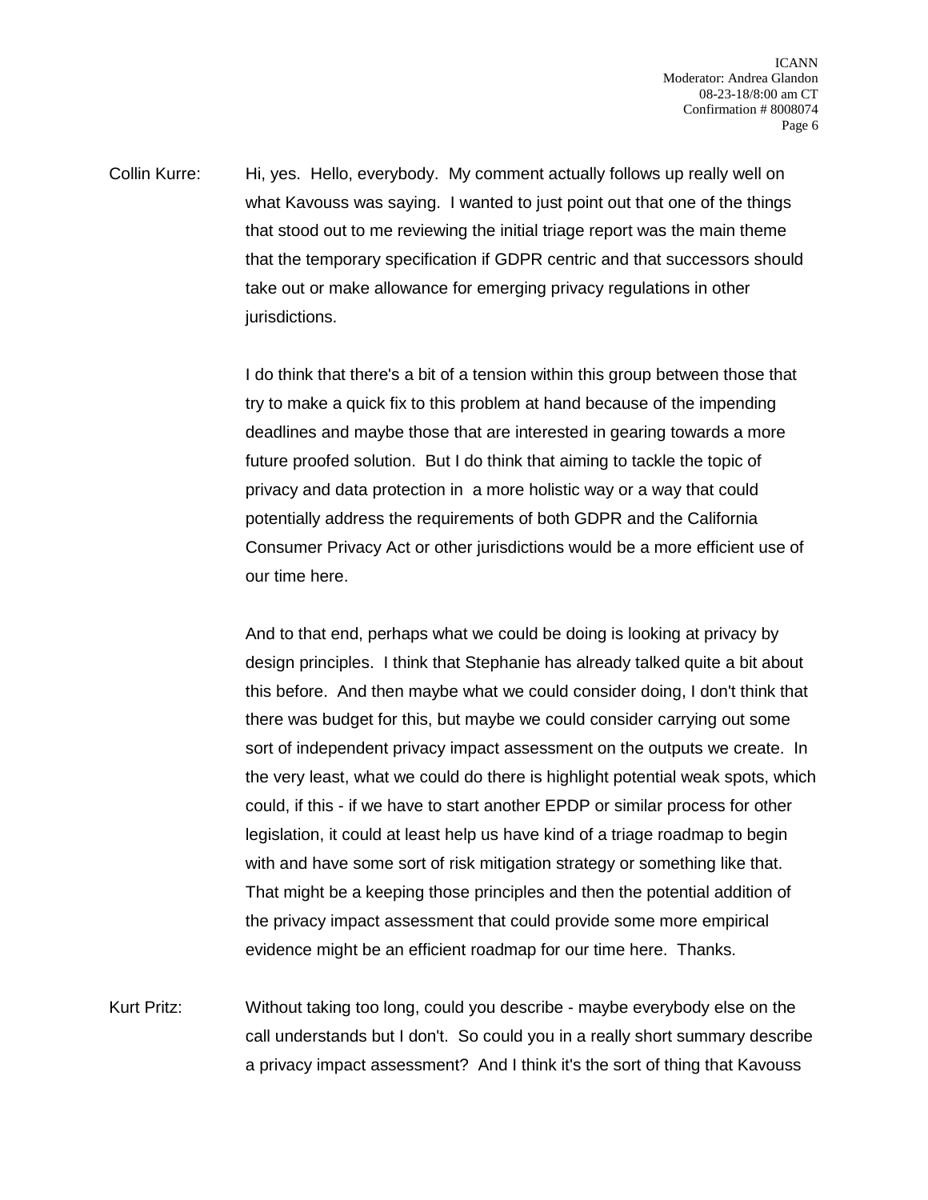Collin Kurre: Hi, yes. Hello, everybody. My comment actually follows up really well on what Kavouss was saying. I wanted to just point out that one of the things that stood out to me reviewing the initial triage report was the main theme that the temporary specification if GDPR centric and that successors should take out or make allowance for emerging privacy regulations in other jurisdictions.

I do think that there's a bit of a tension within this group between those that try to make a quick fix to this problem at hand because of the impending deadlines and maybe those that are interested in gearing towards a more future proofed solution. But I do think that aiming to tackle the topic of privacy and data protection in a more holistic way or a way that could potentially address the requirements of both GDPR and the California Consumer Privacy Act or other jurisdictions would be a more efficient use of our time here.

And to that end, perhaps what we could be doing is looking at privacy by design principles. I think that Stephanie has already talked quite a bit about this before. And then maybe what we could consider doing, I don't think that there was budget for this, but maybe we could consider carrying out some sort of independent privacy impact assessment on the outputs we create. In the very least, what we could do there is highlight potential weak spots, which could, if this - if we have to start another EPDP or similar process for other legislation, it could at least help us have kind of a triage roadmap to begin with and have some sort of risk mitigation strategy or something like that. That might be a keeping those principles and then the potential addition of the privacy impact assessment that could provide some more empirical evidence might be an efficient roadmap for our time here. Thanks.

Kurt Pritz: Without taking too long, could you describe - maybe everybody else on the call understands but I don't. So could you in a really short summary describe a privacy impact assessment? And I think it's the sort of thing that Kavouss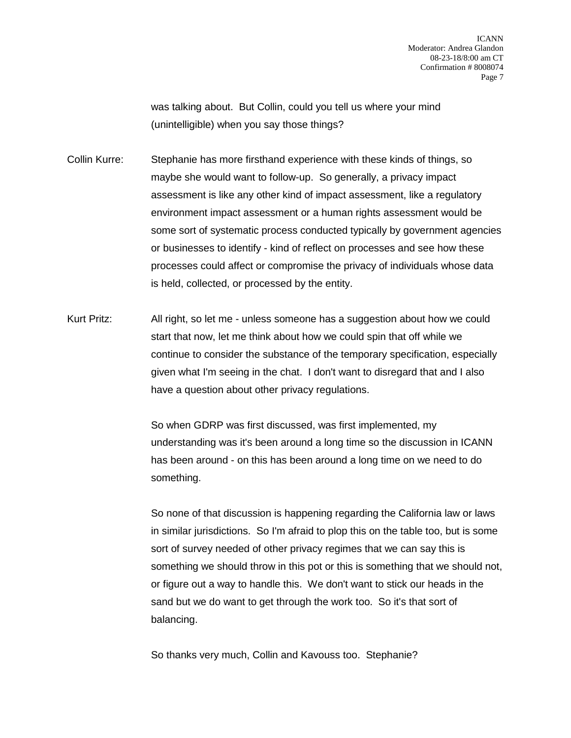was talking about. But Collin, could you tell us where your mind (unintelligible) when you say those things?

Collin Kurre: Stephanie has more firsthand experience with these kinds of things, so maybe she would want to follow-up. So generally, a privacy impact assessment is like any other kind of impact assessment, like a regulatory environment impact assessment or a human rights assessment would be some sort of systematic process conducted typically by government agencies or businesses to identify - kind of reflect on processes and see how these processes could affect or compromise the privacy of individuals whose data is held, collected, or processed by the entity.

Kurt Pritz: All right, so let me - unless someone has a suggestion about how we could start that now, let me think about how we could spin that off while we continue to consider the substance of the temporary specification, especially given what I'm seeing in the chat. I don't want to disregard that and I also have a question about other privacy regulations.

So when GDRP was first discussed, was first implemented, my understanding was it's been around a long time so the discussion in ICANN has been around - on this has been around a long time on we need to do something.

So none of that discussion is happening regarding the California law or laws in similar jurisdictions. So I'm afraid to plop this on the table too, but is some sort of survey needed of other privacy regimes that we can say this is something we should throw in this pot or this is something that we should not, or figure out a way to handle this. We don't want to stick our heads in the sand but we do want to get through the work too. So it's that sort of balancing.

So thanks very much, Collin and Kavouss too. Stephanie?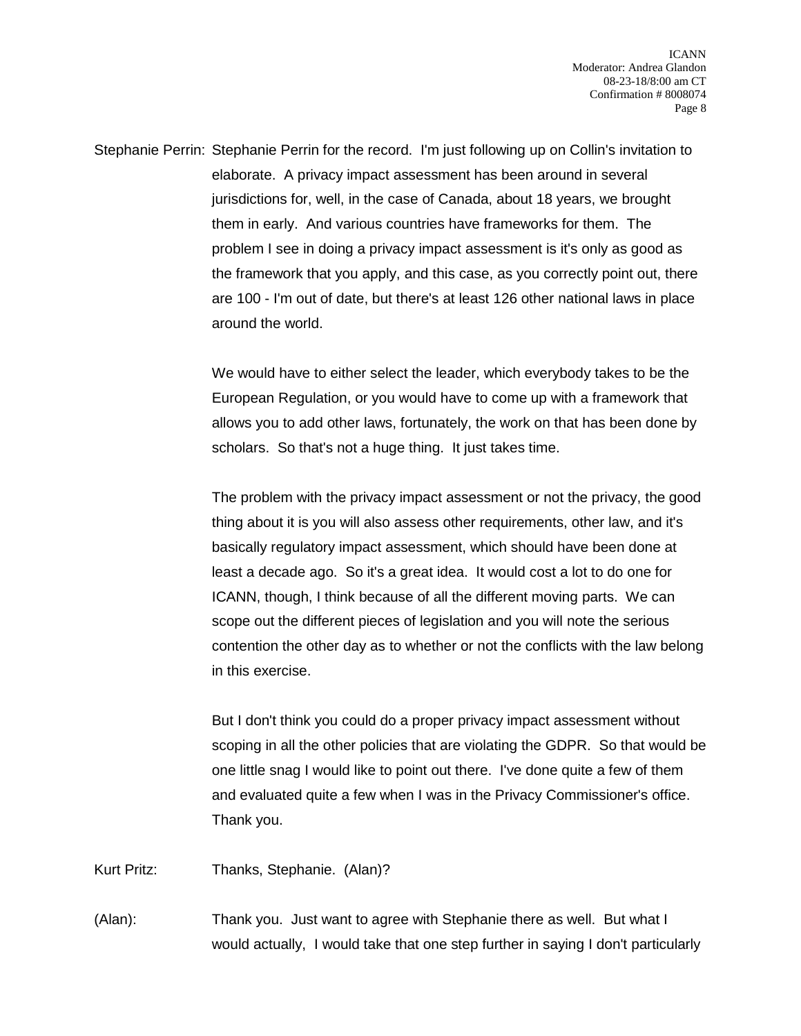Stephanie Perrin: Stephanie Perrin for the record. I'm just following up on Collin's invitation to elaborate. A privacy impact assessment has been around in several jurisdictions for, well, in the case of Canada, about 18 years, we brought them in early. And various countries have frameworks for them. The problem I see in doing a privacy impact assessment is it's only as good as the framework that you apply, and this case, as you correctly point out, there are 100 - I'm out of date, but there's at least 126 other national laws in place around the world.

We would have to either select the leader, which everybody takes to be the European Regulation, or you would have to come up with a framework that allows you to add other laws, fortunately, the work on that has been done by scholars. So that's not a huge thing. It just takes time.

The problem with the privacy impact assessment or not the privacy, the good thing about it is you will also assess other requirements, other law, and it's basically regulatory impact assessment, which should have been done at least a decade ago. So it's a great idea. It would cost a lot to do one for ICANN, though, I think because of all the different moving parts. We can scope out the different pieces of legislation and you will note the serious contention the other day as to whether or not the conflicts with the law belong in this exercise.

But I don't think you could do a proper privacy impact assessment without scoping in all the other policies that are violating the GDPR. So that would be one little snag I would like to point out there. I've done quite a few of them and evaluated quite a few when I was in the Privacy Commissioner's office. Thank you.

Kurt Pritz: Thanks, Stephanie. (Alan)?

(Alan): Thank you. Just want to agree with Stephanie there as well. But what I would actually, I would take that one step further in saying I don't particularly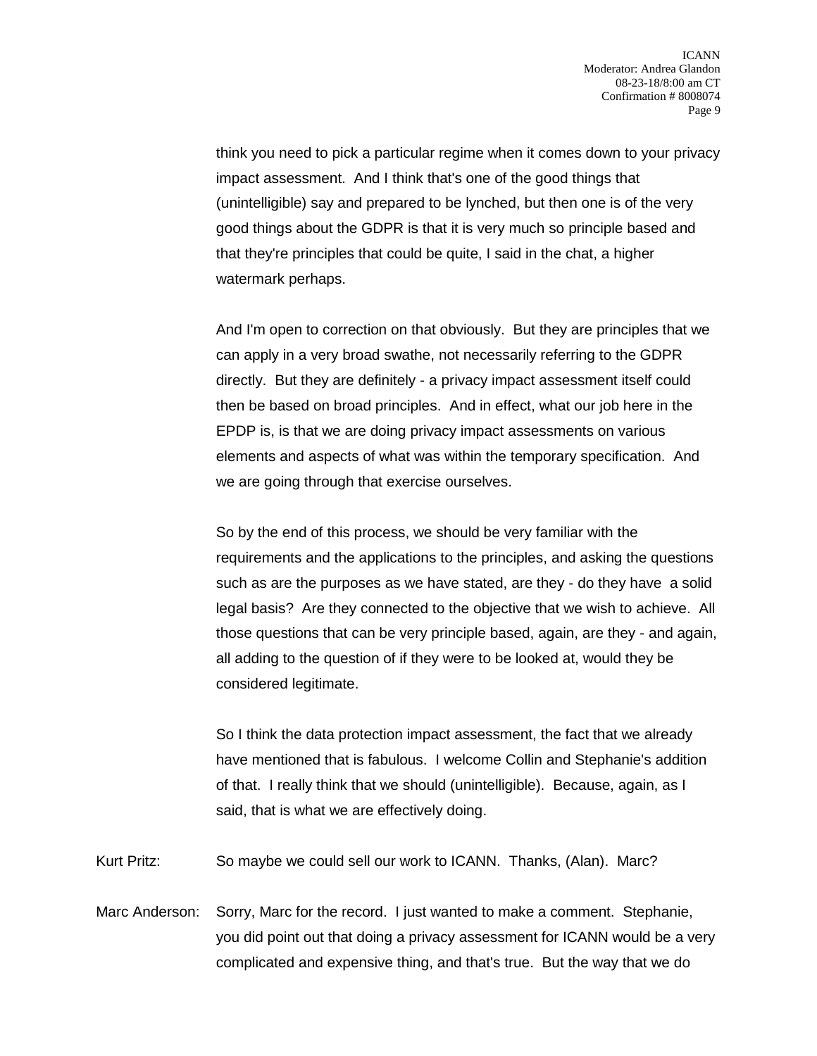think you need to pick a particular regime when it comes down to your privacy impact assessment. And I think that's one of the good things that (unintelligible) say and prepared to be lynched, but then one is of the very good things about the GDPR is that it is very much so principle based and that they're principles that could be quite, I said in the chat, a higher watermark perhaps.

And I'm open to correction on that obviously. But they are principles that we can apply in a very broad swathe, not necessarily referring to the GDPR directly. But they are definitely - a privacy impact assessment itself could then be based on broad principles. And in effect, what our job here in the EPDP is, is that we are doing privacy impact assessments on various elements and aspects of what was within the temporary specification. And we are going through that exercise ourselves.

So by the end of this process, we should be very familiar with the requirements and the applications to the principles, and asking the questions such as are the purposes as we have stated, are they - do they have a solid legal basis? Are they connected to the objective that we wish to achieve. All those questions that can be very principle based, again, are they - and again, all adding to the question of if they were to be looked at, would they be considered legitimate.

So I think the data protection impact assessment, the fact that we already have mentioned that is fabulous. I welcome Collin and Stephanie's addition of that. I really think that we should (unintelligible). Because, again, as I said, that is what we are effectively doing.

Kurt Pritz: So maybe we could sell our work to ICANN. Thanks, (Alan). Marc?

Marc Anderson: Sorry, Marc for the record. I just wanted to make a comment. Stephanie, you did point out that doing a privacy assessment for ICANN would be a very complicated and expensive thing, and that's true. But the way that we do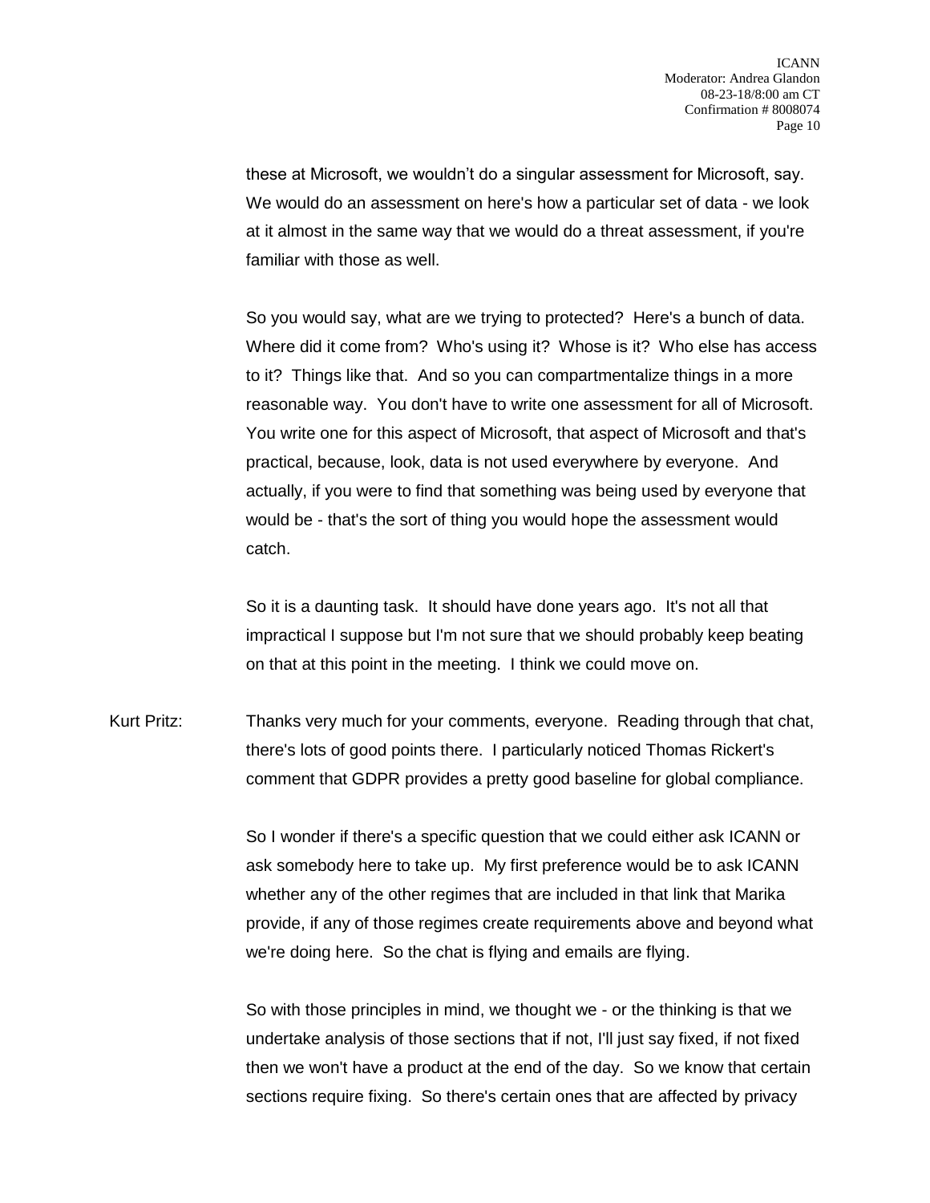these at Microsoft, we wouldn't do a singular assessment for Microsoft, say. We would do an assessment on here's how a particular set of data - we look at it almost in the same way that we would do a threat assessment, if you're familiar with those as well.

So you would say, what are we trying to protected? Here's a bunch of data. Where did it come from? Who's using it? Whose is it? Who else has access to it? Things like that. And so you can compartmentalize things in a more reasonable way. You don't have to write one assessment for all of Microsoft. You write one for this aspect of Microsoft, that aspect of Microsoft and that's practical, because, look, data is not used everywhere by everyone. And actually, if you were to find that something was being used by everyone that would be - that's the sort of thing you would hope the assessment would catch.

So it is a daunting task. It should have done years ago. It's not all that impractical I suppose but I'm not sure that we should probably keep beating on that at this point in the meeting. I think we could move on.

Kurt Pritz: Thanks very much for your comments, everyone. Reading through that chat, there's lots of good points there. I particularly noticed Thomas Rickert's comment that GDPR provides a pretty good baseline for global compliance.

So I wonder if there's a specific question that we could either ask ICANN or ask somebody here to take up. My first preference would be to ask ICANN whether any of the other regimes that are included in that link that Marika provide, if any of those regimes create requirements above and beyond what we're doing here. So the chat is flying and emails are flying.

So with those principles in mind, we thought we - or the thinking is that we undertake analysis of those sections that if not, I'll just say fixed, if not fixed then we won't have a product at the end of the day. So we know that certain sections require fixing. So there's certain ones that are affected by privacy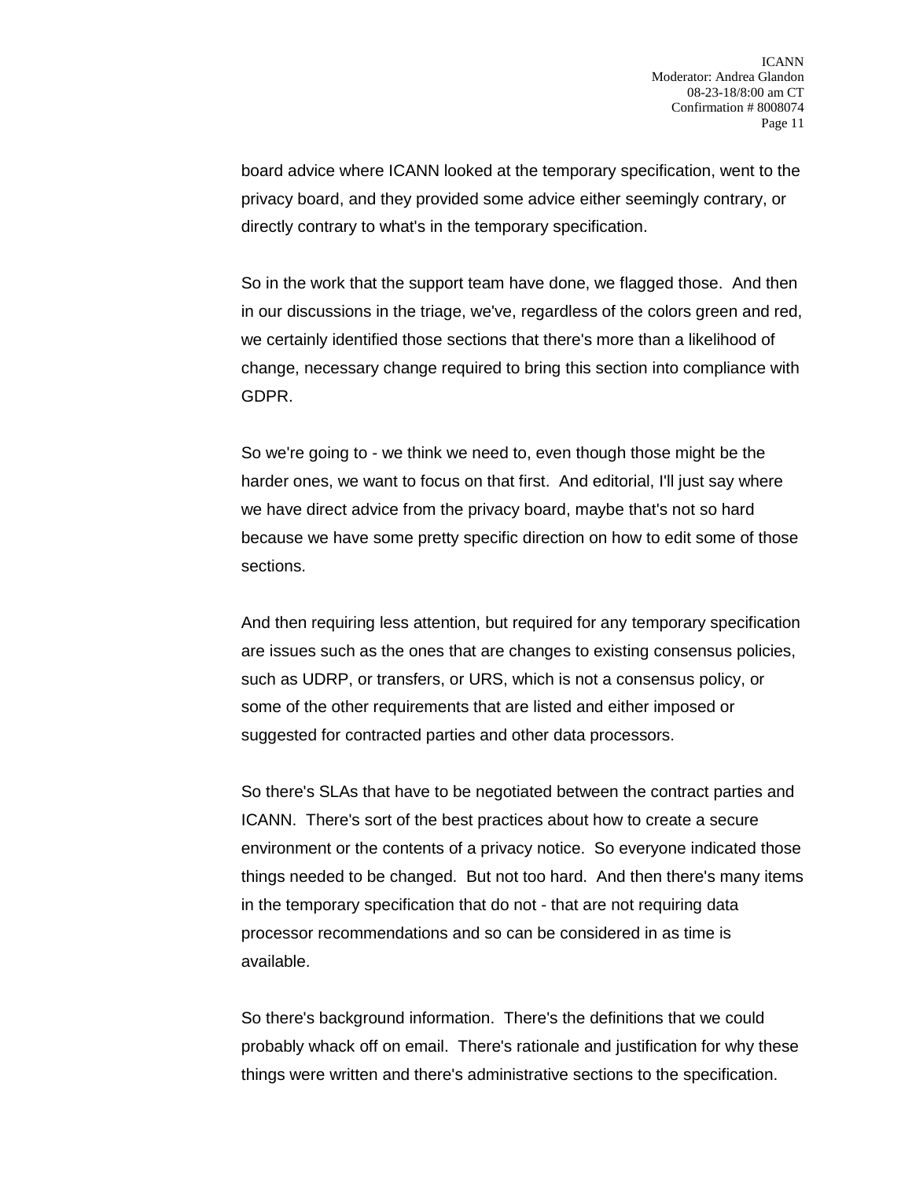board advice where ICANN looked at the temporary specification, went to the privacy board, and they provided some advice either seemingly contrary, or directly contrary to what's in the temporary specification.

So in the work that the support team have done, we flagged those. And then in our discussions in the triage, we've, regardless of the colors green and red, we certainly identified those sections that there's more than a likelihood of change, necessary change required to bring this section into compliance with GDPR.

So we're going to - we think we need to, even though those might be the harder ones, we want to focus on that first. And editorial, I'll just say where we have direct advice from the privacy board, maybe that's not so hard because we have some pretty specific direction on how to edit some of those sections.

And then requiring less attention, but required for any temporary specification are issues such as the ones that are changes to existing consensus policies, such as UDRP, or transfers, or URS, which is not a consensus policy, or some of the other requirements that are listed and either imposed or suggested for contracted parties and other data processors.

So there's SLAs that have to be negotiated between the contract parties and ICANN. There's sort of the best practices about how to create a secure environment or the contents of a privacy notice. So everyone indicated those things needed to be changed. But not too hard. And then there's many items in the temporary specification that do not - that are not requiring data processor recommendations and so can be considered in as time is available.

So there's background information. There's the definitions that we could probably whack off on email. There's rationale and justification for why these things were written and there's administrative sections to the specification.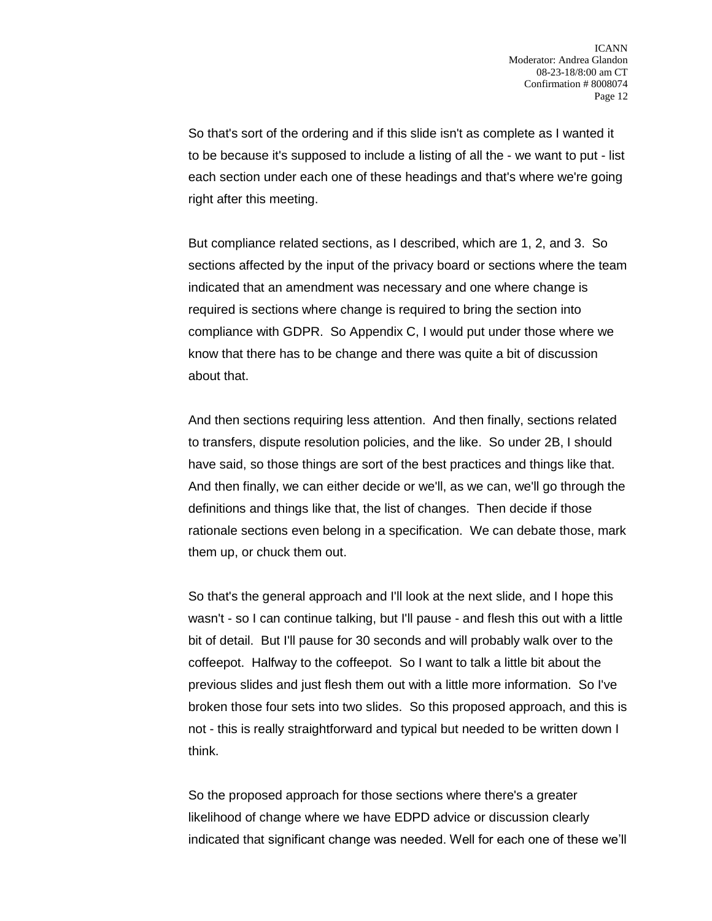So that's sort of the ordering and if this slide isn't as complete as I wanted it to be because it's supposed to include a listing of all the - we want to put - list each section under each one of these headings and that's where we're going right after this meeting.

But compliance related sections, as I described, which are 1, 2, and 3. So sections affected by the input of the privacy board or sections where the team indicated that an amendment was necessary and one where change is required is sections where change is required to bring the section into compliance with GDPR. So Appendix C, I would put under those where we know that there has to be change and there was quite a bit of discussion about that.

And then sections requiring less attention. And then finally, sections related to transfers, dispute resolution policies, and the like. So under 2B, I should have said, so those things are sort of the best practices and things like that. And then finally, we can either decide or we'll, as we can, we'll go through the definitions and things like that, the list of changes. Then decide if those rationale sections even belong in a specification. We can debate those, mark them up, or chuck them out.

So that's the general approach and I'll look at the next slide, and I hope this wasn't - so I can continue talking, but I'll pause - and flesh this out with a little bit of detail. But I'll pause for 30 seconds and will probably walk over to the coffeepot. Halfway to the coffeepot. So I want to talk a little bit about the previous slides and just flesh them out with a little more information. So I've broken those four sets into two slides. So this proposed approach, and this is not - this is really straightforward and typical but needed to be written down I think.

So the proposed approach for those sections where there's a greater likelihood of change where we have EDPD advice or discussion clearly indicated that significant change was needed. Well for each one of these we'll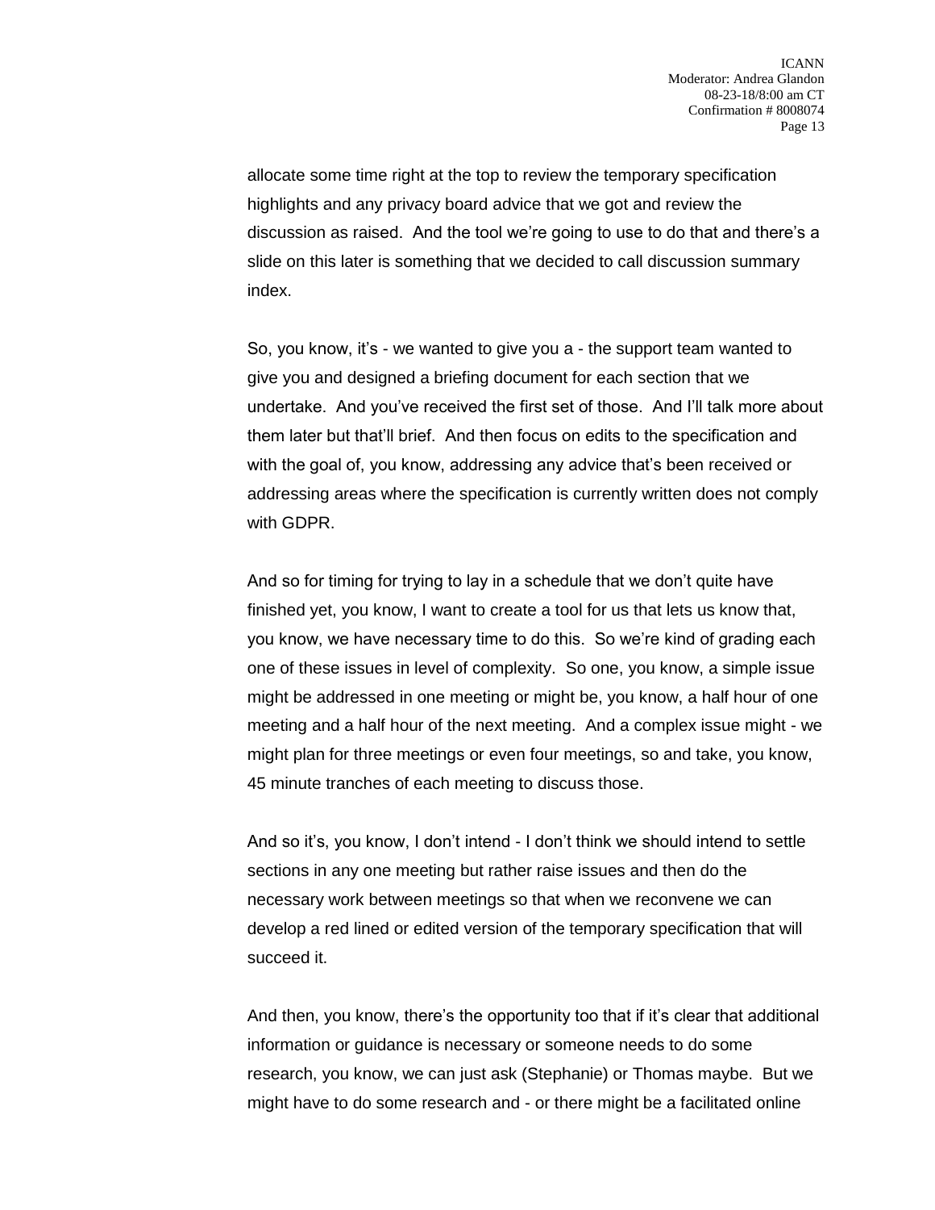allocate some time right at the top to review the temporary specification highlights and any privacy board advice that we got and review the discussion as raised. And the tool we're going to use to do that and there's a slide on this later is something that we decided to call discussion summary index.

So, you know, it's - we wanted to give you a - the support team wanted to give you and designed a briefing document for each section that we undertake. And you've received the first set of those. And I'll talk more about them later but that'll brief. And then focus on edits to the specification and with the goal of, you know, addressing any advice that's been received or addressing areas where the specification is currently written does not comply with GDPR.

And so for timing for trying to lay in a schedule that we don't quite have finished yet, you know, I want to create a tool for us that lets us know that, you know, we have necessary time to do this. So we're kind of grading each one of these issues in level of complexity. So one, you know, a simple issue might be addressed in one meeting or might be, you know, a half hour of one meeting and a half hour of the next meeting. And a complex issue might - we might plan for three meetings or even four meetings, so and take, you know, 45 minute tranches of each meeting to discuss those.

And so it's, you know, I don't intend - I don't think we should intend to settle sections in any one meeting but rather raise issues and then do the necessary work between meetings so that when we reconvene we can develop a red lined or edited version of the temporary specification that will succeed it.

And then, you know, there's the opportunity too that if it's clear that additional information or guidance is necessary or someone needs to do some research, you know, we can just ask (Stephanie) or Thomas maybe. But we might have to do some research and - or there might be a facilitated online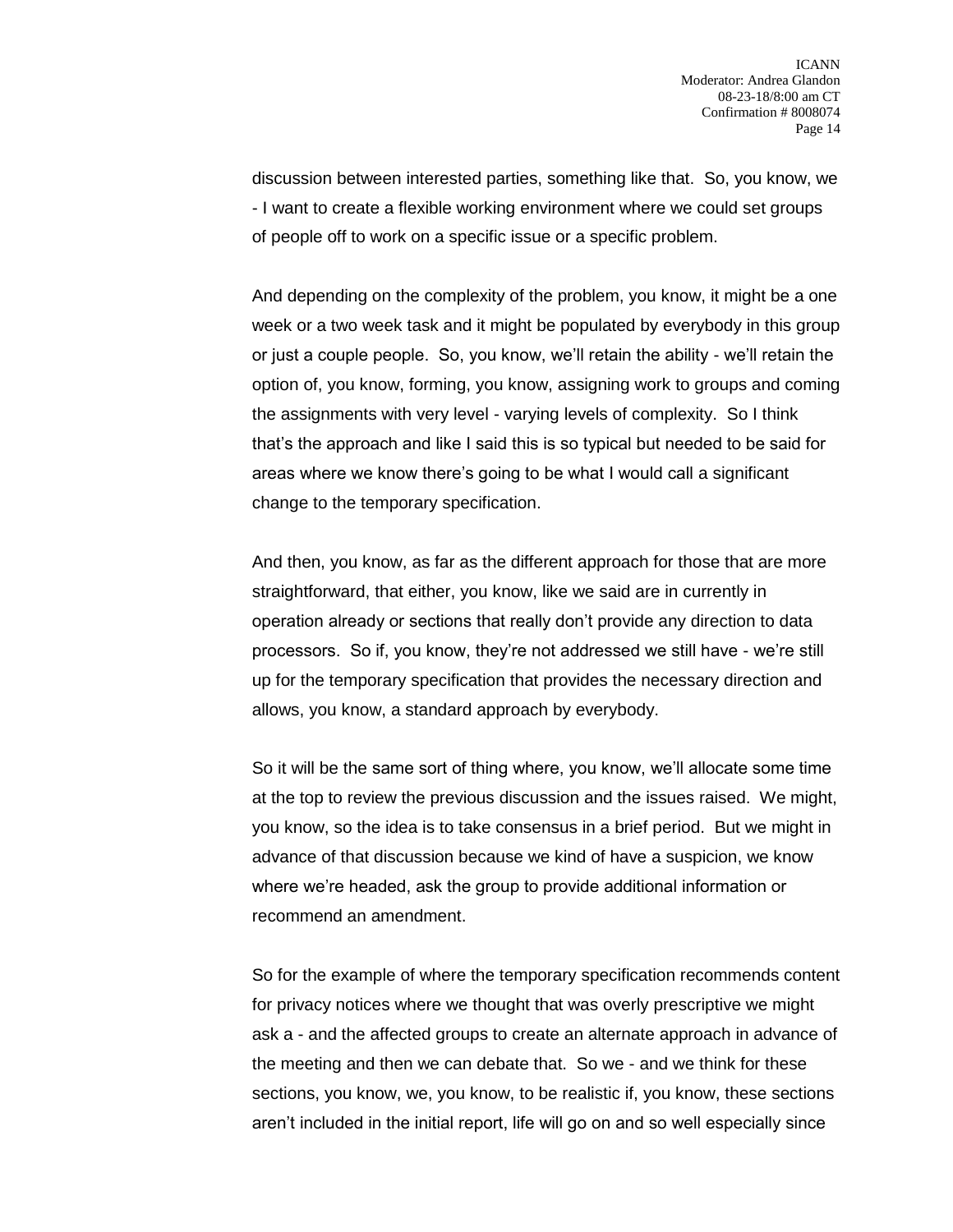discussion between interested parties, something like that. So, you know, we - I want to create a flexible working environment where we could set groups of people off to work on a specific issue or a specific problem.

And depending on the complexity of the problem, you know, it might be a one week or a two week task and it might be populated by everybody in this group or just a couple people. So, you know, we'll retain the ability - we'll retain the option of, you know, forming, you know, assigning work to groups and coming the assignments with very level - varying levels of complexity. So I think that's the approach and like I said this is so typical but needed to be said for areas where we know there's going to be what I would call a significant change to the temporary specification.

And then, you know, as far as the different approach for those that are more straightforward, that either, you know, like we said are in currently in operation already or sections that really don't provide any direction to data processors. So if, you know, they're not addressed we still have - we're still up for the temporary specification that provides the necessary direction and allows, you know, a standard approach by everybody.

So it will be the same sort of thing where, you know, we'll allocate some time at the top to review the previous discussion and the issues raised. We might, you know, so the idea is to take consensus in a brief period. But we might in advance of that discussion because we kind of have a suspicion, we know where we're headed, ask the group to provide additional information or recommend an amendment.

So for the example of where the temporary specification recommends content for privacy notices where we thought that was overly prescriptive we might ask a - and the affected groups to create an alternate approach in advance of the meeting and then we can debate that. So we - and we think for these sections, you know, we, you know, to be realistic if, you know, these sections aren't included in the initial report, life will go on and so well especially since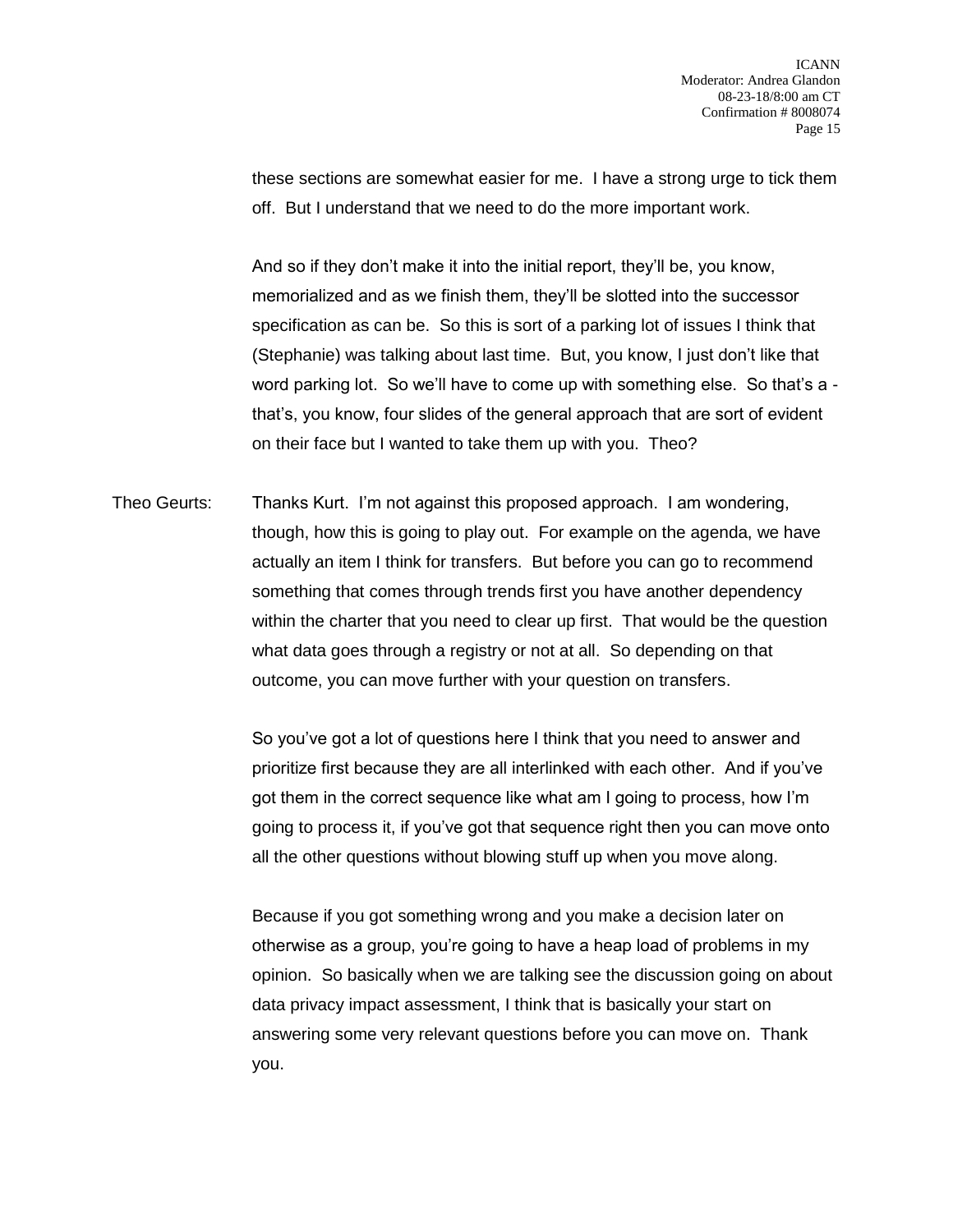these sections are somewhat easier for me. I have a strong urge to tick them off. But I understand that we need to do the more important work.

And so if they don't make it into the initial report, they'll be, you know, memorialized and as we finish them, they'll be slotted into the successor specification as can be. So this is sort of a parking lot of issues I think that (Stephanie) was talking about last time. But, you know, I just don't like that word parking lot. So we'll have to come up with something else. So that's a - that's, you know, four slides of the general approach that are sort of evident on their face but I wanted to take them up with you. Theo?

Theo Geurts: Thanks Kurt. I'm not against this proposed approach. I am wondering, though, how this is going to play out. For example on the agenda, we have actually an item I think for transfers. But before you can go to recommend something that comes through trends first you have another dependency within the charter that you need to clear up first. That would be the question what data goes through a registry or not at all. So depending on that outcome, you can move further with your question on transfers.

So you've got a lot of questions here I think that you need to answer and prioritize first because they are all interlinked with each other. And if you've got them in the correct sequence like what am I going to process, how I'm going to process it, if you've got that sequence right then you can move onto all the other questions without blowing stuff up when you move along.

Because if you got something wrong and you make a decision later on otherwise as a group, you're going to have a heap load of problems in my opinion. So basically when we are talking see the discussion going on about data privacy impact assessment, I think that is basically your start on answering some very relevant questions before you can move on. Thank you.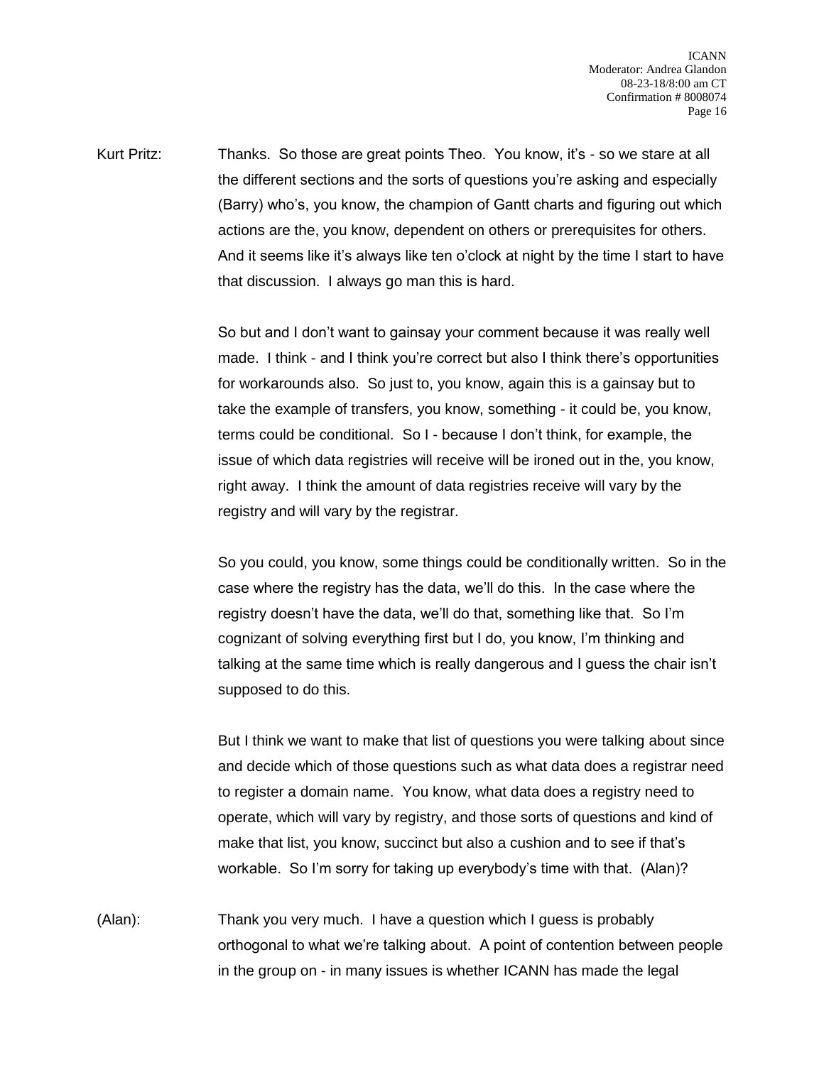Kurt Pritz: Thanks. So those are great points Theo. You know, it's - so we stare at all the different sections and the sorts of questions you're asking and especially (Barry) who's, you know, the champion of Gantt charts and figuring out which actions are the, you know, dependent on others or prerequisites for others. And it seems like it's always like ten o'clock at night by the time I start to have that discussion. I always go man this is hard.

So but and I don't want to gainsay your comment because it was really well made. I think - and I think you're correct but also I think there's opportunities for workarounds also. So just to, you know, again this is a gainsay but to take the example of transfers, you know, something - it could be, you know, terms could be conditional. So I - because I don't think, for example, the issue of which data registries will receive will be ironed out in the, you know, right away. I think the amount of data registries receive will vary by the registry and will vary by the registrar.

So you could, you know, some things could be conditionally written. So in the case where the registry has the data, we'll do this. In the case where the registry doesn't have the data, we'll do that, something like that. So I'm cognizant of solving everything first but I do, you know, I'm thinking and talking at the same time which is really dangerous and I guess the chair isn't supposed to do this.

But I think we want to make that list of questions you were talking about since and decide which of those questions such as what data does a registrar need to register a domain name. You know, what data does a registry need to operate, which will vary by registry, and those sorts of questions and kind of make that list, you know, succinct but also a cushion and to see if that's workable. So I'm sorry for taking up everybody's time with that. (Alan)?

(Alan): Thank you very much. I have a question which I guess is probably orthogonal to what we're talking about. A point of contention between people in the group on - in many issues is whether ICANN has made the legal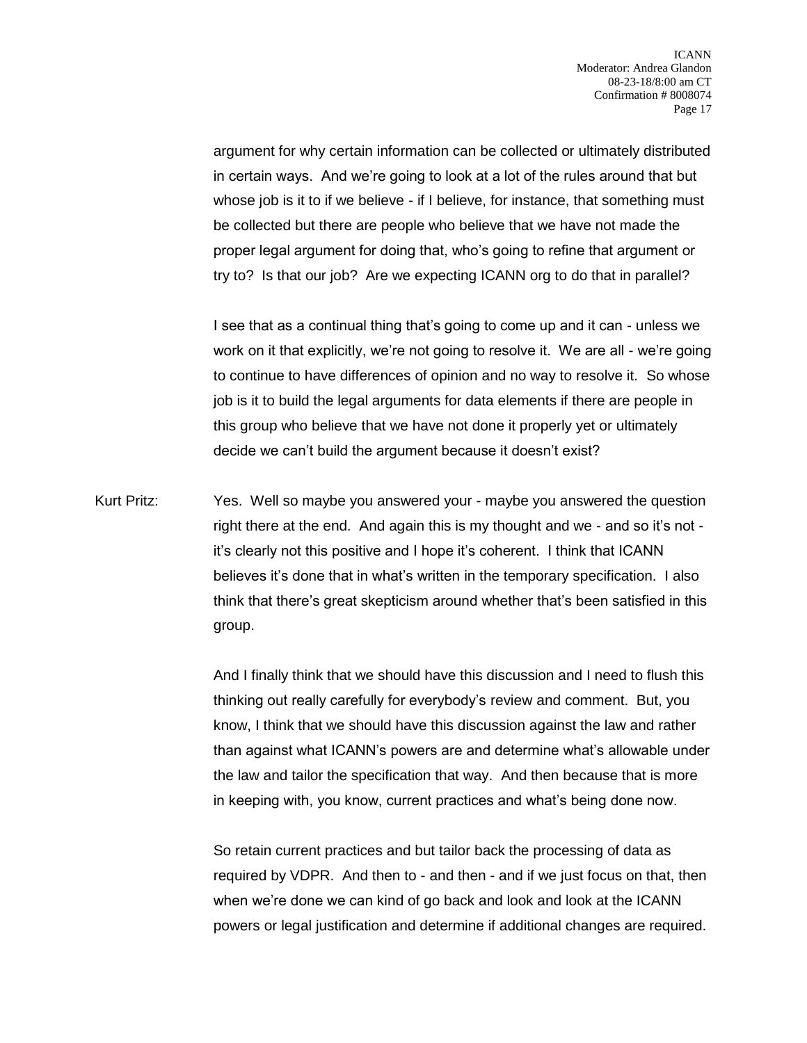argument for why certain information can be collected or ultimately distributed in certain ways. And we're going to look at a lot of the rules around that but whose job is it to if we believe - if I believe, for instance, that something must be collected but there are people who believe that we have not made the proper legal argument for doing that, who's going to refine that argument or try to? Is that our job? Are we expecting ICANN org to do that in parallel?

I see that as a continual thing that's going to come up and it can - unless we work on it that explicitly, we're not going to resolve it. We are all - we're going to continue to have differences of opinion and no way to resolve it. So whose job is it to build the legal arguments for data elements if there are people in this group who believe that we have not done it properly yet or ultimately decide we can't build the argument because it doesn't exist?

Kurt Pritz: Yes. Well so maybe you answered your - maybe you answered the question right there at the end. And again this is my thought and we - and so it's not - it's clearly not this positive and I hope it's coherent. I think that ICANN believes it's done that in what's written in the temporary specification. I also think that there's great skepticism around whether that's been satisfied in this group.

And I finally think that we should have this discussion and I need to flush this thinking out really carefully for everybody's review and comment. But, you know, I think that we should have this discussion against the law and rather than against what ICANN's powers are and determine what's allowable under the law and tailor the specification that way. And then because that is more in keeping with, you know, current practices and what's being done now.

So retain current practices and but tailor back the processing of data as required by VDPR. And then to - and then - and if we just focus on that, then when we're done we can kind of go back and look and look at the ICANN powers or legal justification and determine if additional changes are required.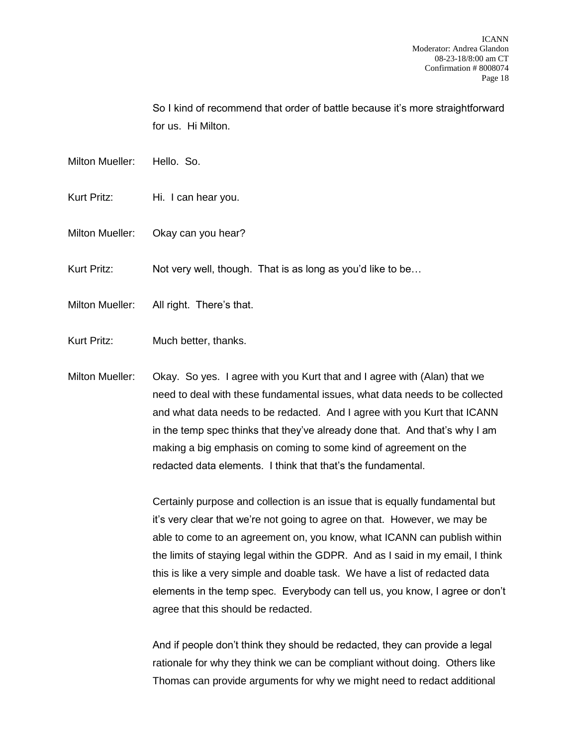So I kind of recommend that order of battle because it's more straightforward for us. Hi Milton.

Milton Mueller: Hello. So.

Kurt Pritz: Hi. I can hear you.

Milton Mueller: Okay can you hear?

Kurt Pritz: Not very well, though. That is as long as you'd like to be…

Milton Mueller: All right. There's that.

Kurt Pritz: Much better, thanks.

Milton Mueller: Okay. So yes. I agree with you Kurt that and I agree with (Alan) that we need to deal with these fundamental issues, what data needs to be collected and what data needs to be redacted. And I agree with you Kurt that ICANN in the temp spec thinks that they've already done that. And that's why I am making a big emphasis on coming to some kind of agreement on the redacted data elements. I think that that's the fundamental.

Certainly purpose and collection is an issue that is equally fundamental but it's very clear that we're not going to agree on that. However, we may be able to come to an agreement on, you know, what ICANN can publish within the limits of staying legal within the GDPR. And as I said in my email, I think this is like a very simple and doable task. We have a list of redacted data elements in the temp spec. Everybody can tell us, you know, I agree or don't agree that this should be redacted.

And if people don't think they should be redacted, they can provide a legal rationale for why they think we can be compliant without doing. Others like Thomas can provide arguments for why we might need to redact additional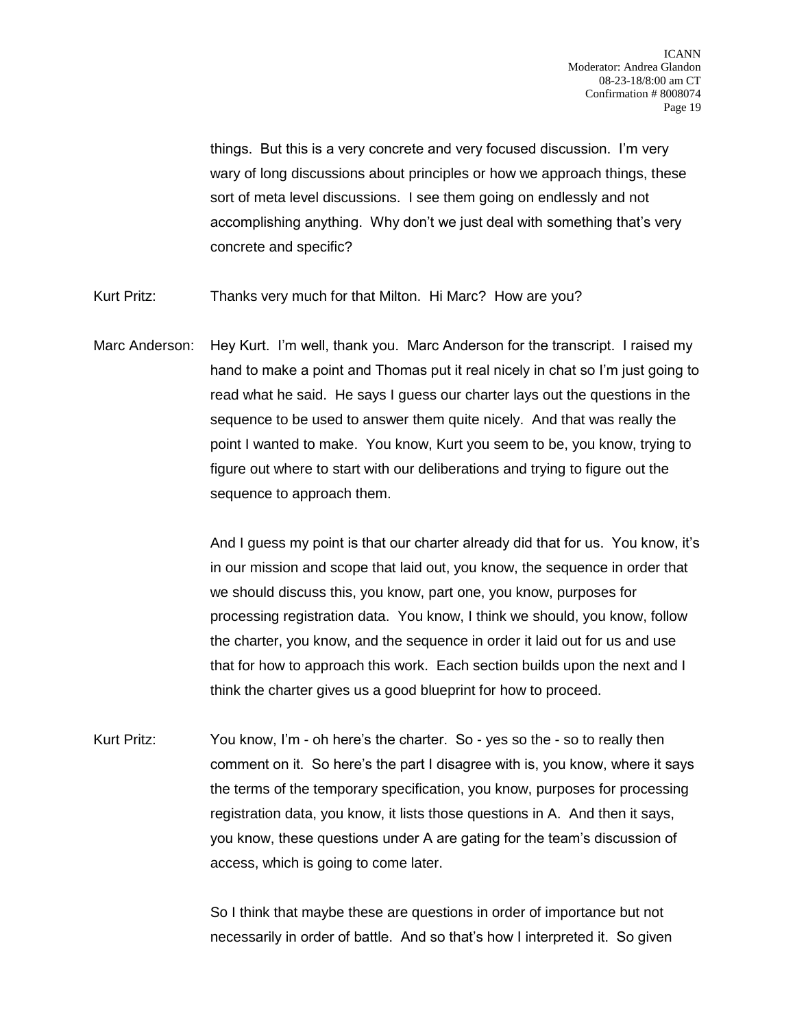things. But this is a very concrete and very focused discussion. I'm very wary of long discussions about principles or how we approach things, these sort of meta level discussions. I see them going on endlessly and not accomplishing anything. Why don't we just deal with something that's very concrete and specific?

Kurt Pritz: Thanks very much for that Milton. Hi Marc? How are you?

Marc Anderson: Hey Kurt. I'm well, thank you. Marc Anderson for the transcript. I raised my hand to make a point and Thomas put it real nicely in chat so I'm just going to read what he said. He says I guess our charter lays out the questions in the sequence to be used to answer them quite nicely. And that was really the point I wanted to make. You know, Kurt you seem to be, you know, trying to figure out where to start with our deliberations and trying to figure out the sequence to approach them.

And I guess my point is that our charter already did that for us. You know, it's in our mission and scope that laid out, you know, the sequence in order that we should discuss this, you know, part one, you know, purposes for processing registration data. You know, I think we should, you know, follow the charter, you know, and the sequence in order it laid out for us and use that for how to approach this work. Each section builds upon the next and I think the charter gives us a good blueprint for how to proceed.

Kurt Pritz: You know, I'm - oh here's the charter. So - yes so the - so to really then comment on it. So here's the part I disagree with is, you know, where it says the terms of the temporary specification, you know, purposes for processing registration data, you know, it lists those questions in A. And then it says, you know, these questions under A are gating for the team's discussion of access, which is going to come later.

So I think that maybe these are questions in order of importance but not necessarily in order of battle. And so that's how I interpreted it. So given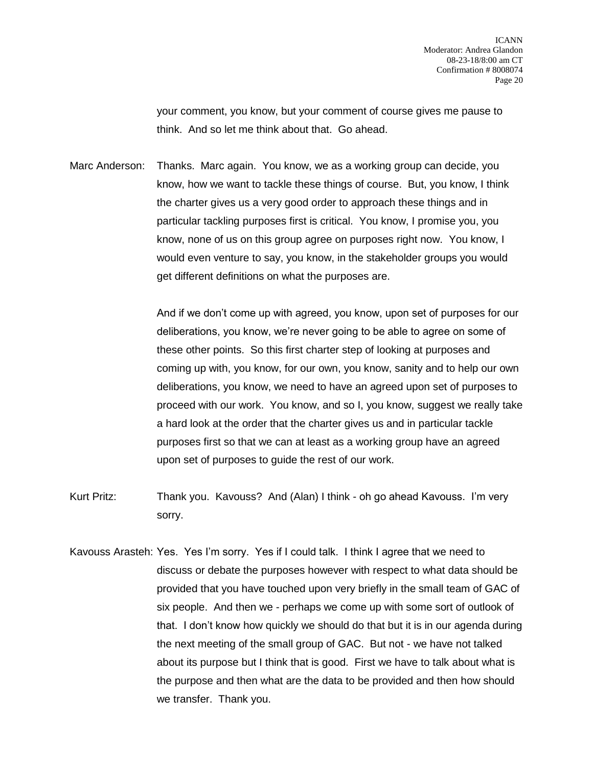your comment, you know, but your comment of course gives me pause to think. And so let me think about that. Go ahead.

Marc Anderson: Thanks. Marc again. You know, we as a working group can decide, you know, how we want to tackle these things of course. But, you know, I think the charter gives us a very good order to approach these things and in particular tackling purposes first is critical. You know, I promise you, you know, none of us on this group agree on purposes right now. You know, I would even venture to say, you know, in the stakeholder groups you would get different definitions on what the purposes are.

And if we don't come up with agreed, you know, upon set of purposes for our deliberations, you know, we're never going to be able to agree on some of these other points. So this first charter step of looking at purposes and coming up with, you know, for our own, you know, sanity and to help our own deliberations, you know, we need to have an agreed upon set of purposes to proceed with our work. You know, and so I, you know, suggest we really take a hard look at the order that the charter gives us and in particular tackle purposes first so that we can at least as a working group have an agreed upon set of purposes to guide the rest of our work.

Kurt Pritz: Thank you. Kavouss? And (Alan) I think - oh go ahead Kavouss. I'm very sorry.

Kavouss Arasteh: Yes. Yes I'm sorry. Yes if I could talk. I think I agree that we need to discuss or debate the purposes however with respect to what data should be provided that you have touched upon very briefly in the small team of GAC of six people. And then we - perhaps we come up with some sort of outlook of that. I don't know how quickly we should do that but it is in our agenda during the next meeting of the small group of GAC. But not - we have not talked about its purpose but I think that is good. First we have to talk about what is the purpose and then what are the data to be provided and then how should we transfer. Thank you.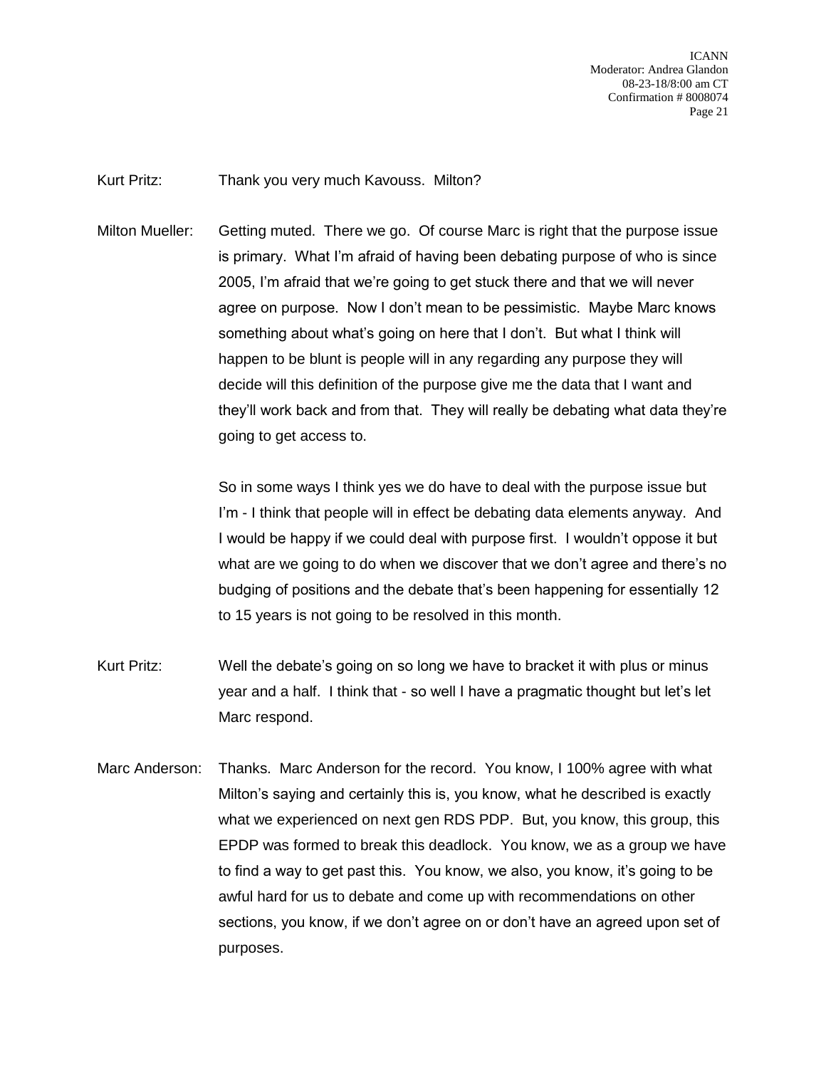Kurt Pritz: Thank you very much Kavouss. Milton?

Milton Mueller: Getting muted. There we go. Of course Marc is right that the purpose issue is primary. What I'm afraid of having been debating purpose of who is since 2005, I'm afraid that we're going to get stuck there and that we will never agree on purpose. Now I don't mean to be pessimistic. Maybe Marc knows something about what's going on here that I don't. But what I think will happen to be blunt is people will in any regarding any purpose they will decide will this definition of the purpose give me the data that I want and they'll work back and from that. They will really be debating what data they're going to get access to.

So in some ways I think yes we do have to deal with the purpose issue but I'm - I think that people will in effect be debating data elements anyway. And I would be happy if we could deal with purpose first. I wouldn't oppose it but what are we going to do when we discover that we don't agree and there's no budging of positions and the debate that's been happening for essentially 12 to 15 years is not going to be resolved in this month.

Kurt Pritz: Well the debate's going on so long we have to bracket it with plus or minus year and a half. I think that - so well I have a pragmatic thought but let's let Marc respond.

Marc Anderson: Thanks. Marc Anderson for the record. You know, I 100% agree with what Milton's saying and certainly this is, you know, what he described is exactly what we experienced on next gen RDS PDP. But, you know, this group, this EPDP was formed to break this deadlock. You know, we as a group we have to find a way to get past this. You know, we also, you know, it's going to be awful hard for us to debate and come up with recommendations on other sections, you know, if we don't agree on or don't have an agreed upon set of purposes.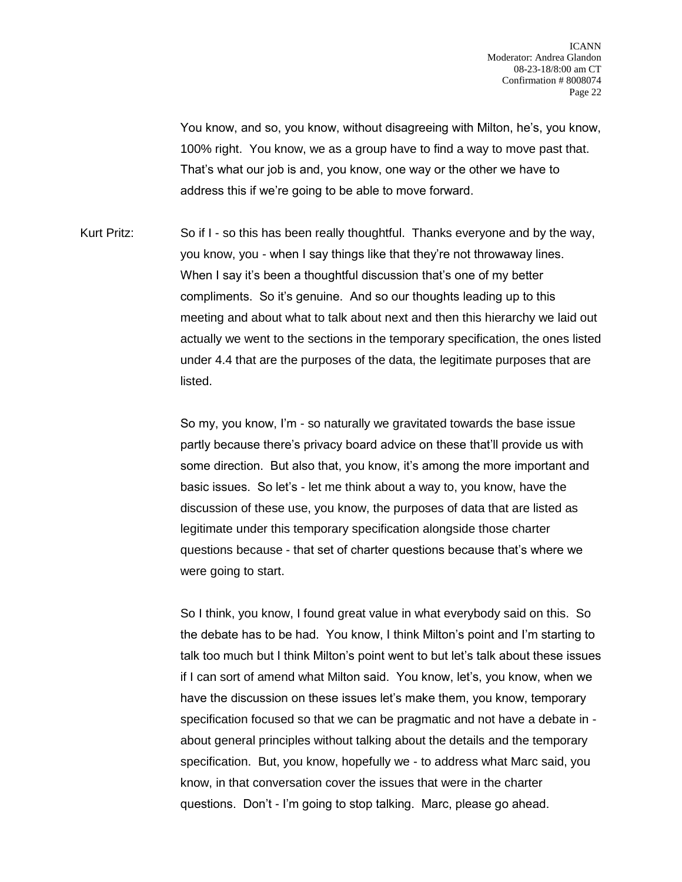You know, and so, you know, without disagreeing with Milton, he's, you know, 100% right. You know, we as a group have to find a way to move past that. That's what our job is and, you know, one way or the other we have to address this if we're going to be able to move forward.

Kurt Pritz: So if I - so this has been really thoughtful. Thanks everyone and by the way, you know, you - when I say things like that they're not throwaway lines. When I say it's been a thoughtful discussion that's one of my better compliments. So it's genuine. And so our thoughts leading up to this meeting and about what to talk about next and then this hierarchy we laid out actually we went to the sections in the temporary specification, the ones listed under 4.4 that are the purposes of the data, the legitimate purposes that are listed.

So my, you know, I'm - so naturally we gravitated towards the base issue partly because there's privacy board advice on these that'll provide us with some direction. But also that, you know, it's among the more important and basic issues. So let's - let me think about a way to, you know, have the discussion of these use, you know, the purposes of data that are listed as legitimate under this temporary specification alongside those charter questions because - that set of charter questions because that's where we were going to start.

So I think, you know, I found great value in what everybody said on this. So the debate has to be had. You know, I think Milton's point and I'm starting to talk too much but I think Milton's point went to but let's talk about these issues if I can sort of amend what Milton said. You know, let's, you know, when we have the discussion on these issues let's make them, you know, temporary specification focused so that we can be pragmatic and not have a debate in - about general principles without talking about the details and the temporary specification. But, you know, hopefully we - to address what Marc said, you know, in that conversation cover the issues that were in the charter questions. Don't - I'm going to stop talking. Marc, please go ahead.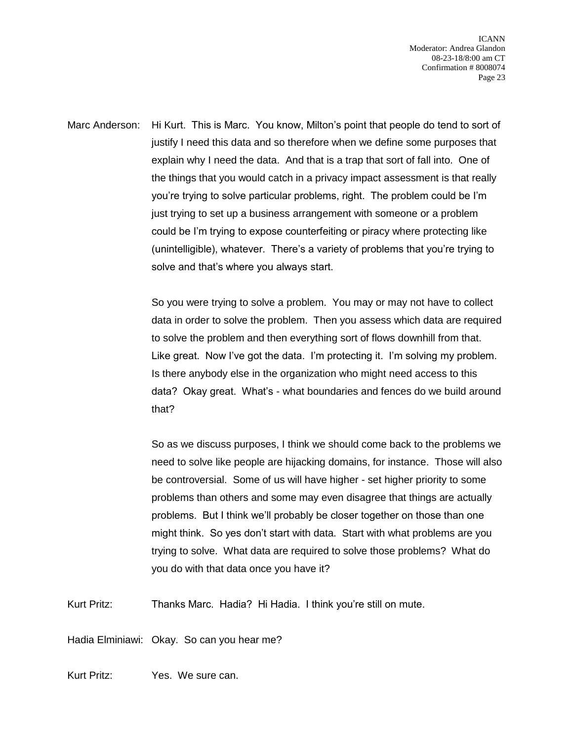Marc Anderson: Hi Kurt. This is Marc. You know, Milton's point that people do tend to sort of justify I need this data and so therefore when we define some purposes that explain why I need the data. And that is a trap that sort of fall into. One of the things that you would catch in a privacy impact assessment is that really you're trying to solve particular problems, right. The problem could be I'm just trying to set up a business arrangement with someone or a problem could be I'm trying to expose counterfeiting or piracy where protecting like (unintelligible), whatever. There's a variety of problems that you're trying to solve and that's where you always start.

So you were trying to solve a problem. You may or may not have to collect data in order to solve the problem. Then you assess which data are required to solve the problem and then everything sort of flows downhill from that. Like great. Now I've got the data. I'm protecting it. I'm solving my problem. Is there anybody else in the organization who might need access to this data? Okay great. What's - what boundaries and fences do we build around that?

So as we discuss purposes, I think we should come back to the problems we need to solve like people are hijacking domains, for instance. Those will also be controversial. Some of us will have higher - set higher priority to some problems than others and some may even disagree that things are actually problems. But I think we'll probably be closer together on those than one might think. So yes don't start with data. Start with what problems are you trying to solve. What data are required to solve those problems? What do you do with that data once you have it?

Kurt Pritz: Thanks Marc. Hadia? Hi Hadia. I think you're still on mute.

Hadia Elminiawi: Okay. So can you hear me?

Kurt Pritz: Yes. We sure can.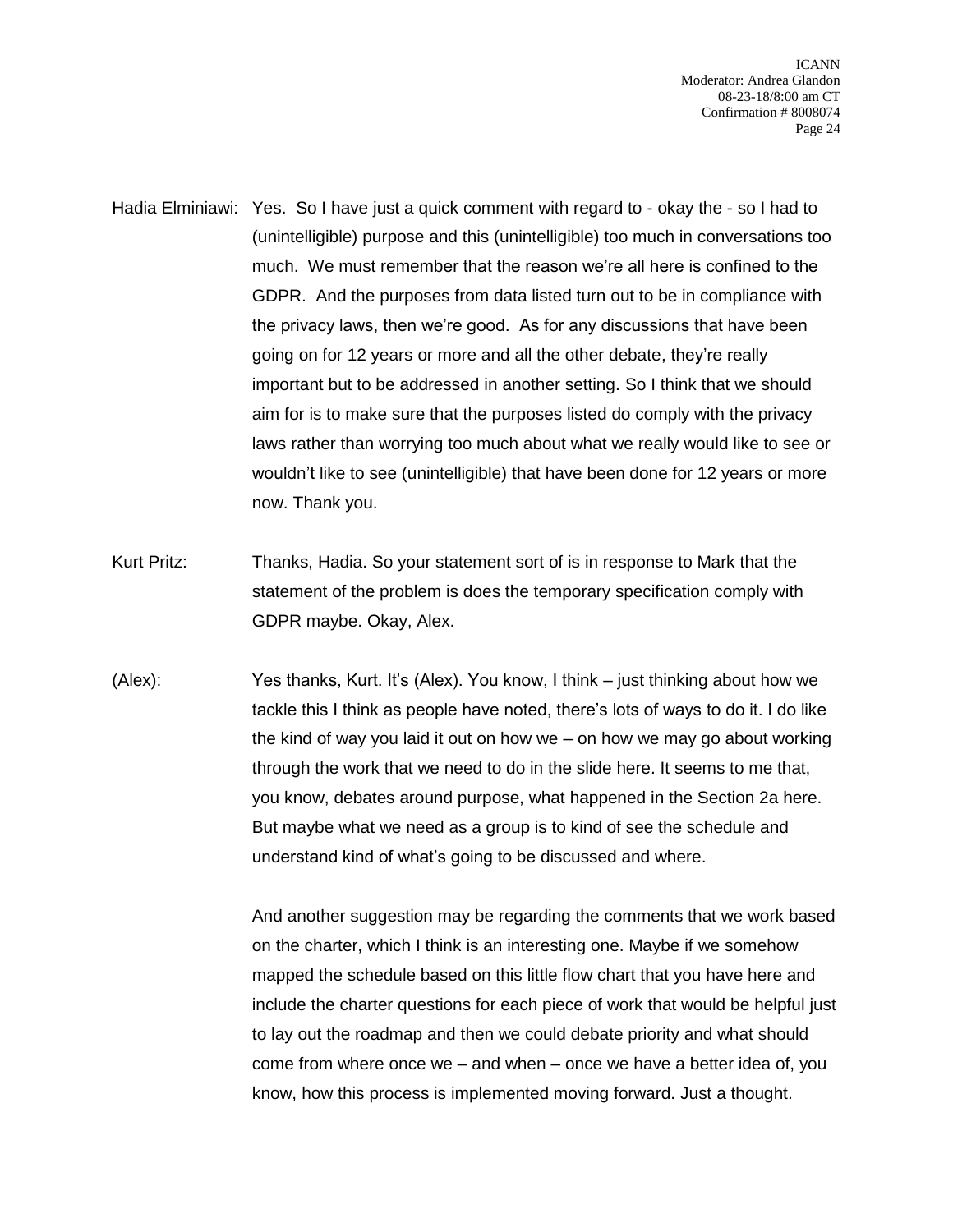Hadia Elminiawi: Yes. So I have just a quick comment with regard to - okay the - so I had to (unintelligible) purpose and this (unintelligible) too much in conversations too much. We must remember that the reason we're all here is confined to the GDPR. And the purposes from data listed turn out to be in compliance with the privacy laws, then we're good. As for any discussions that have been going on for 12 years or more and all the other debate, they're really important but to be addressed in another setting. So I think that we should aim for is to make sure that the purposes listed do comply with the privacy laws rather than worrying too much about what we really would like to see or wouldn't like to see (unintelligible) that have been done for 12 years or more now. Thank you.

Kurt Pritz: Thanks, Hadia. So your statement sort of is in response to Mark that the statement of the problem is does the temporary specification comply with GDPR maybe. Okay, Alex.

(Alex): Yes thanks, Kurt. It's (Alex). You know, I think – just thinking about how we tackle this I think as people have noted, there's lots of ways to do it. I do like the kind of way you laid it out on how we – on how we may go about working through the work that we need to do in the slide here. It seems to me that, you know, debates around purpose, what happened in the Section 2a here. But maybe what we need as a group is to kind of see the schedule and understand kind of what's going to be discussed and where.

And another suggestion may be regarding the comments that we work based on the charter, which I think is an interesting one. Maybe if we somehow mapped the schedule based on this little flow chart that you have here and include the charter questions for each piece of work that would be helpful just to lay out the roadmap and then we could debate priority and what should come from where once we – and when – once we have a better idea of, you know, how this process is implemented moving forward. Just a thought.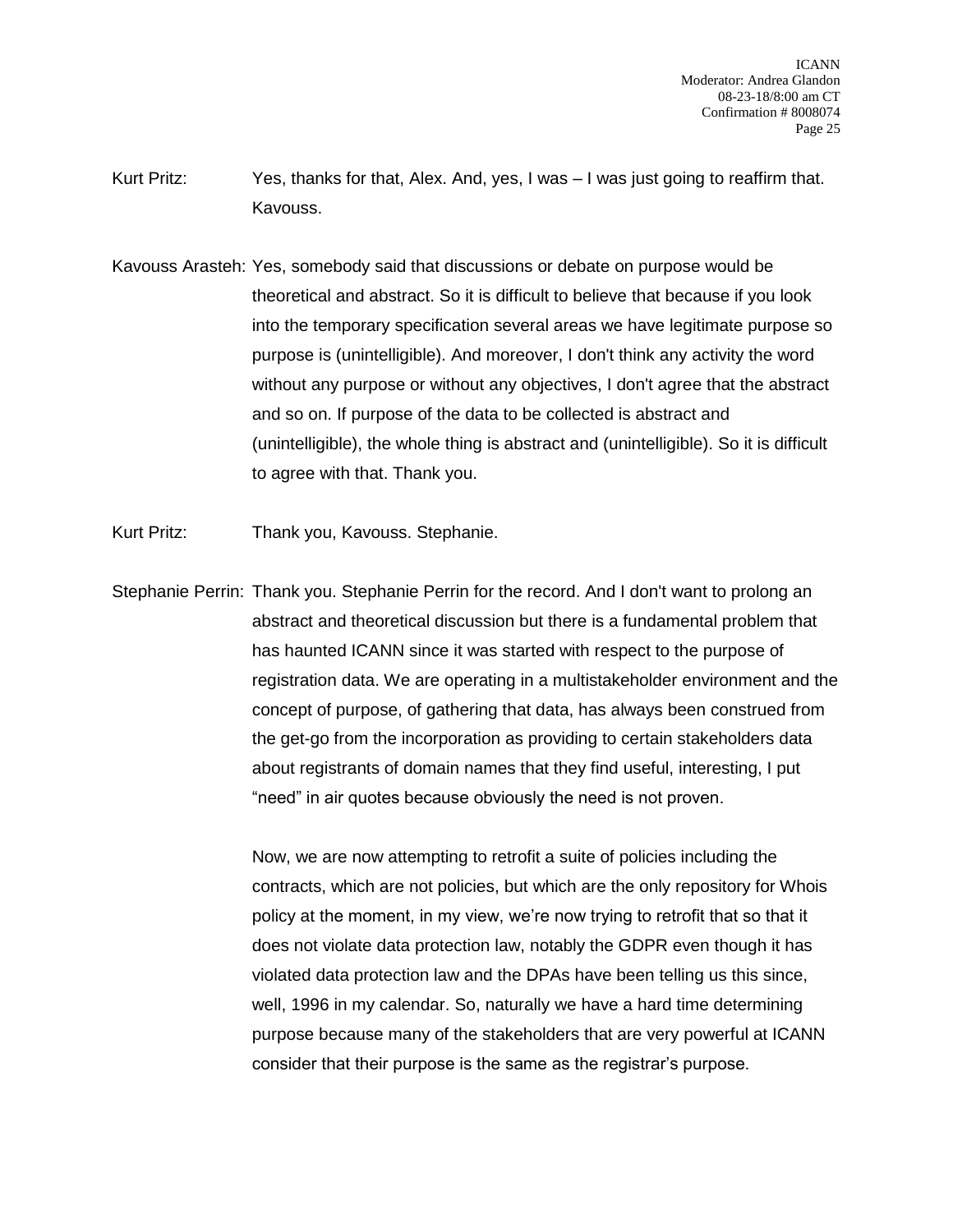Kurt Pritz: Yes, thanks for that, Alex. And, yes, I was – I was just going to reaffirm that. Kavouss.

Kavouss Arasteh: Yes, somebody said that discussions or debate on purpose would be theoretical and abstract. So it is difficult to believe that because if you look into the temporary specification several areas we have legitimate purpose so purpose is (unintelligible). And moreover, I don't think any activity the word without any purpose or without any objectives, I don't agree that the abstract and so on. If purpose of the data to be collected is abstract and (unintelligible), the whole thing is abstract and (unintelligible). So it is difficult to agree with that. Thank you.

Kurt Pritz: Thank you, Kavouss. Stephanie.

Stephanie Perrin: Thank you. Stephanie Perrin for the record. And I don't want to prolong an abstract and theoretical discussion but there is a fundamental problem that has haunted ICANN since it was started with respect to the purpose of registration data. We are operating in a multistakeholder environment and the concept of purpose, of gathering that data, has always been construed from the get-go from the incorporation as providing to certain stakeholders data about registrants of domain names that they find useful, interesting, I put "need" in air quotes because obviously the need is not proven.

Now, we are now attempting to retrofit a suite of policies including the contracts, which are not policies, but which are the only repository for Whois policy at the moment, in my view, we're now trying to retrofit that so that it does not violate data protection law, notably the GDPR even though it has violated data protection law and the DPAs have been telling us this since, well, 1996 in my calendar. So, naturally we have a hard time determining purpose because many of the stakeholders that are very powerful at ICANN consider that their purpose is the same as the registrar's purpose.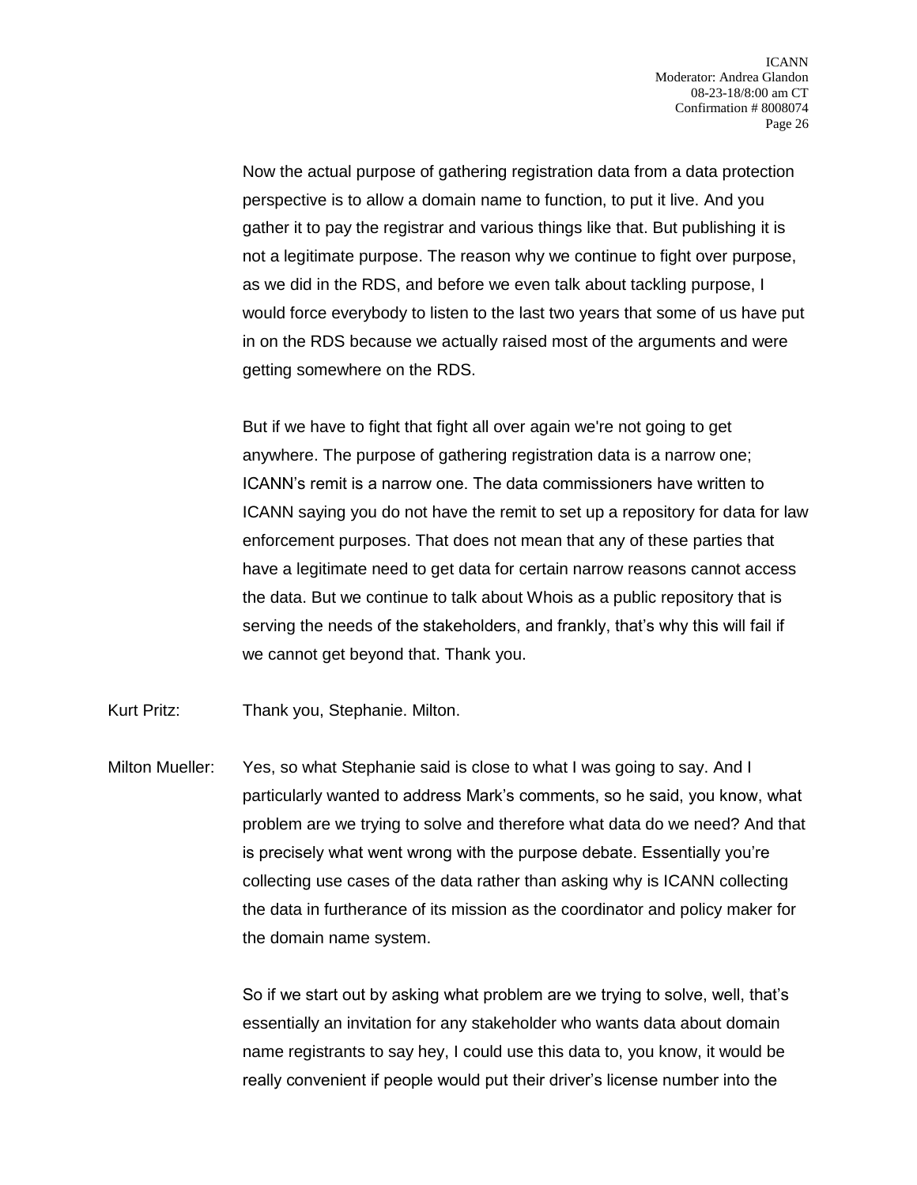Now the actual purpose of gathering registration data from a data protection perspective is to allow a domain name to function, to put it live. And you gather it to pay the registrar and various things like that. But publishing it is not a legitimate purpose. The reason why we continue to fight over purpose, as we did in the RDS, and before we even talk about tackling purpose, I would force everybody to listen to the last two years that some of us have put in on the RDS because we actually raised most of the arguments and were getting somewhere on the RDS.

But if we have to fight that fight all over again we're not going to get anywhere. The purpose of gathering registration data is a narrow one; ICANN's remit is a narrow one. The data commissioners have written to ICANN saying you do not have the remit to set up a repository for data for law enforcement purposes. That does not mean that any of these parties that have a legitimate need to get data for certain narrow reasons cannot access the data. But we continue to talk about Whois as a public repository that is serving the needs of the stakeholders, and frankly, that's why this will fail if we cannot get beyond that. Thank you.

Kurt Pritz: Thank you, Stephanie. Milton.

Milton Mueller: Yes, so what Stephanie said is close to what I was going to say. And I particularly wanted to address Mark's comments, so he said, you know, what problem are we trying to solve and therefore what data do we need? And that is precisely what went wrong with the purpose debate. Essentially you're collecting use cases of the data rather than asking why is ICANN collecting the data in furtherance of its mission as the coordinator and policy maker for the domain name system.

So if we start out by asking what problem are we trying to solve, well, that's essentially an invitation for any stakeholder who wants data about domain name registrants to say hey, I could use this data to, you know, it would be really convenient if people would put their driver's license number into the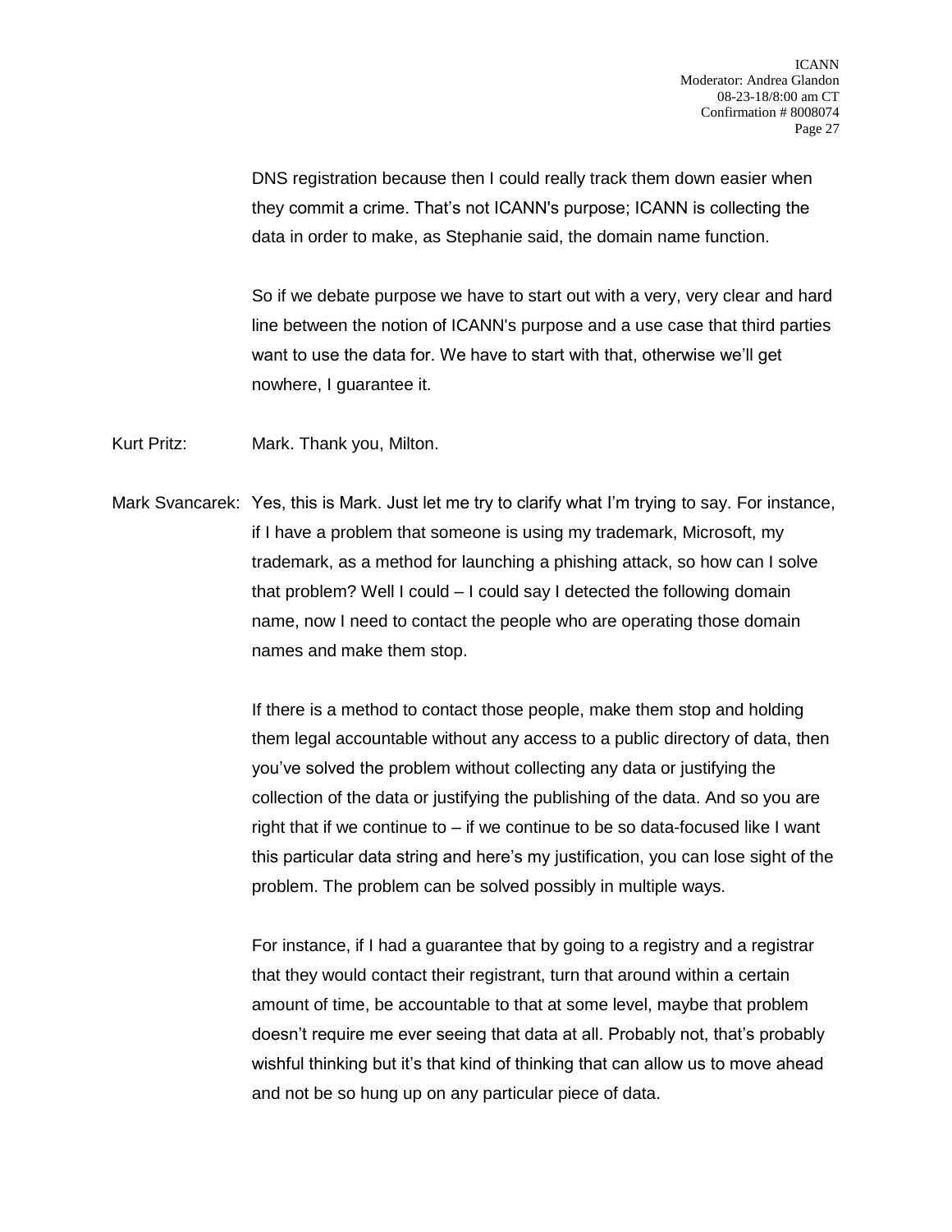DNS registration because then I could really track them down easier when they commit a crime. That's not ICANN's purpose; ICANN is collecting the data in order to make, as Stephanie said, the domain name function.

So if we debate purpose we have to start out with a very, very clear and hard line between the notion of ICANN's purpose and a use case that third parties want to use the data for. We have to start with that, otherwise we'll get nowhere, I guarantee it.

Kurt Pritz: Mark. Thank you, Milton.

Mark Svancarek: Yes, this is Mark. Just let me try to clarify what I'm trying to say. For instance, if I have a problem that someone is using my trademark, Microsoft, my trademark, as a method for launching a phishing attack, so how can I solve that problem? Well I could – I could say I detected the following domain name, now I need to contact the people who are operating those domain names and make them stop.

If there is a method to contact those people, make them stop and holding them legal accountable without any access to a public directory of data, then you've solved the problem without collecting any data or justifying the collection of the data or justifying the publishing of the data. And so you are right that if we continue to – if we continue to be so data-focused like I want this particular data string and here's my justification, you can lose sight of the problem. The problem can be solved possibly in multiple ways.

For instance, if I had a guarantee that by going to a registry and a registrar that they would contact their registrant, turn that around within a certain amount of time, be accountable to that at some level, maybe that problem doesn't require me ever seeing that data at all. Probably not, that's probably wishful thinking but it's that kind of thinking that can allow us to move ahead and not be so hung up on any particular piece of data.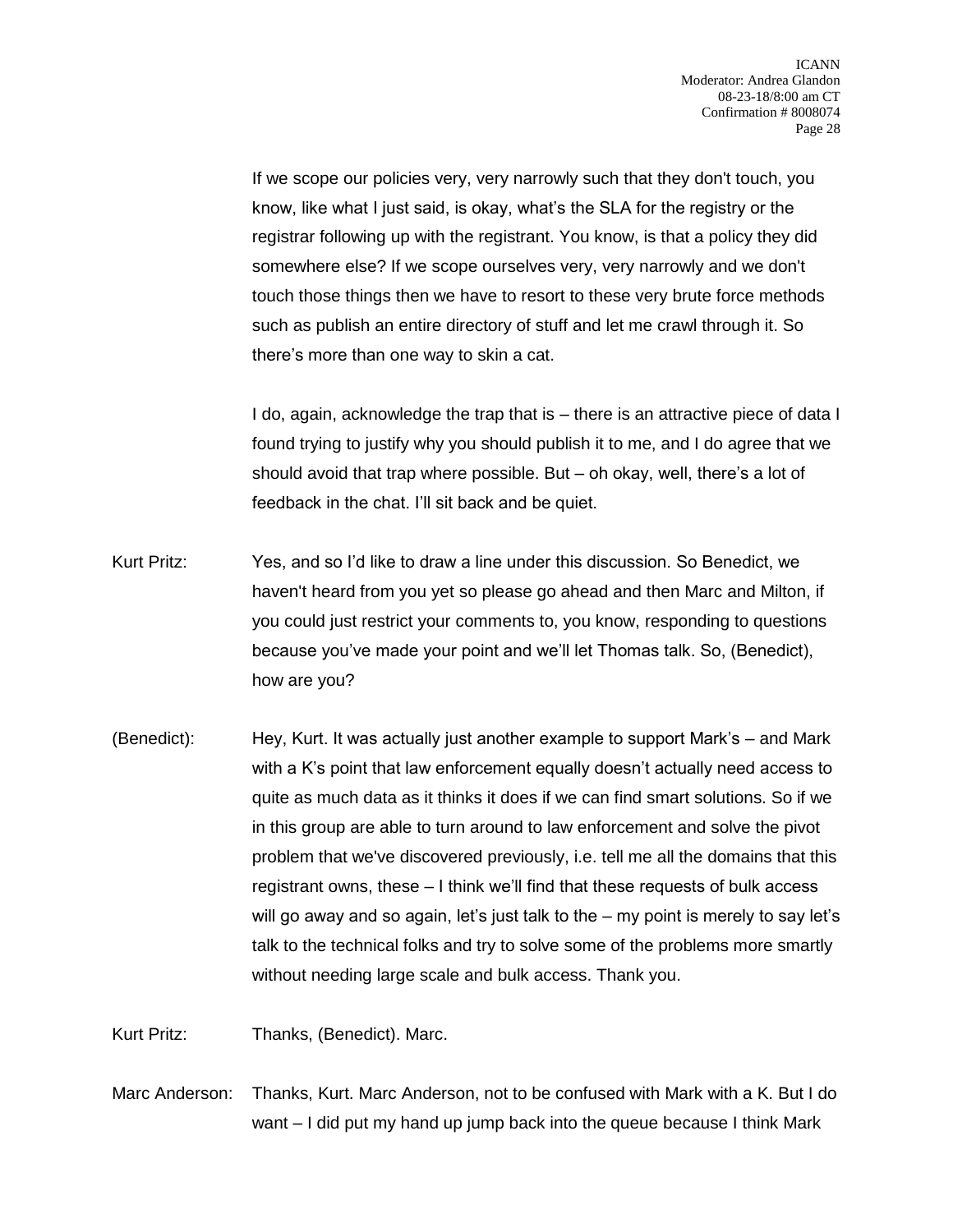If we scope our policies very, very narrowly such that they don't touch, you know, like what I just said, is okay, what's the SLA for the registry or the registrar following up with the registrant. You know, is that a policy they did somewhere else? If we scope ourselves very, very narrowly and we don't touch those things then we have to resort to these very brute force methods such as publish an entire directory of stuff and let me crawl through it. So there's more than one way to skin a cat.

I do, again, acknowledge the trap that is – there is an attractive piece of data I found trying to justify why you should publish it to me, and I do agree that we should avoid that trap where possible. But – oh okay, well, there's a lot of feedback in the chat. I'll sit back and be quiet.

Kurt Pritz: Yes, and so I'd like to draw a line under this discussion. So Benedict, we haven't heard from you yet so please go ahead and then Marc and Milton, if you could just restrict your comments to, you know, responding to questions because you've made your point and we'll let Thomas talk. So, (Benedict), how are you?

(Benedict): Hey, Kurt. It was actually just another example to support Mark's – and Mark with a K's point that law enforcement equally doesn't actually need access to quite as much data as it thinks it does if we can find smart solutions. So if we in this group are able to turn around to law enforcement and solve the pivot problem that we've discovered previously, i.e. tell me all the domains that this registrant owns, these – I think we'll find that these requests of bulk access will go away and so again, let's just talk to the – my point is merely to say let's talk to the technical folks and try to solve some of the problems more smartly without needing large scale and bulk access. Thank you.

Kurt Pritz: Thanks, (Benedict). Marc.

Marc Anderson: Thanks, Kurt. Marc Anderson, not to be confused with Mark with a K. But I do want – I did put my hand up jump back into the queue because I think Mark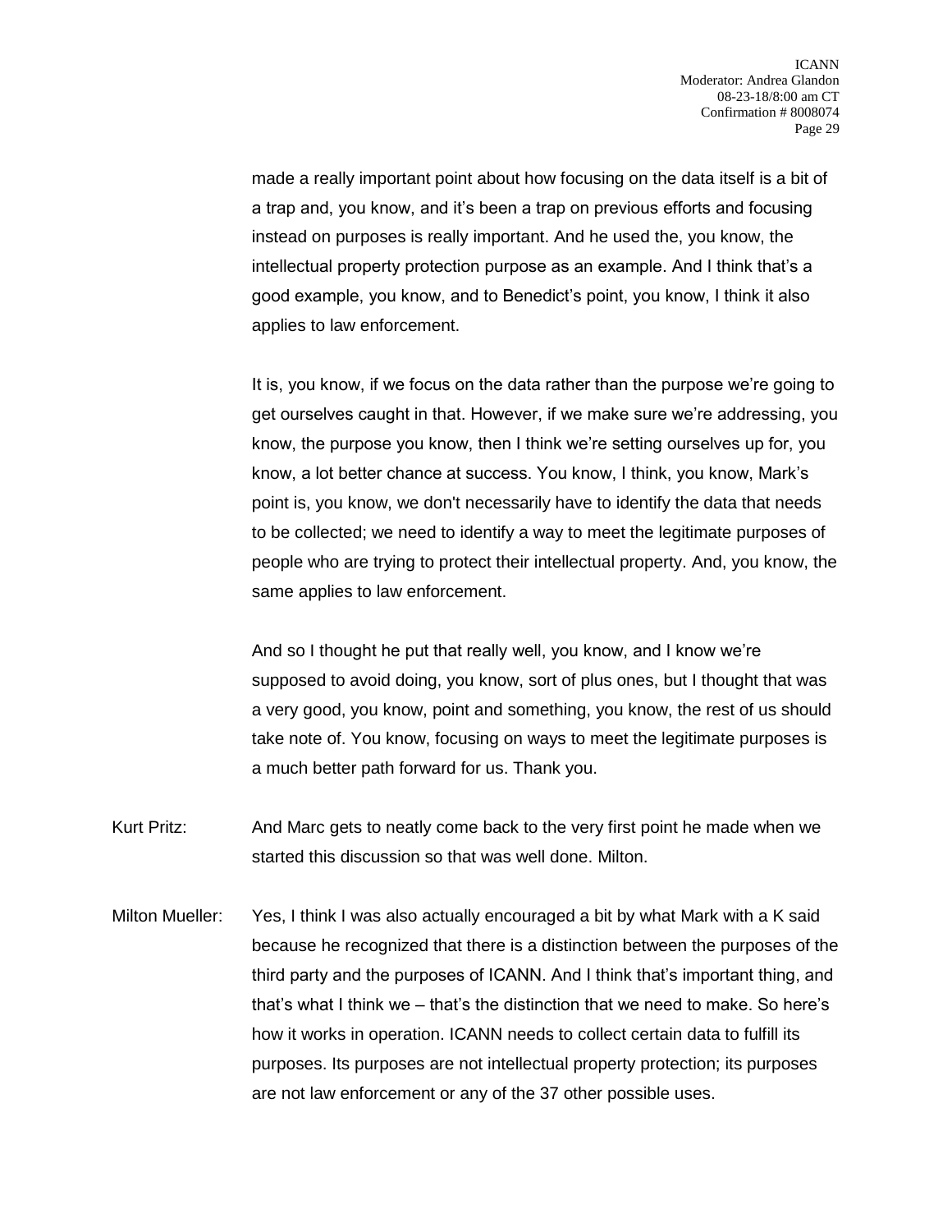made a really important point about how focusing on the data itself is a bit of a trap and, you know, and it's been a trap on previous efforts and focusing instead on purposes is really important. And he used the, you know, the intellectual property protection purpose as an example. And I think that's a good example, you know, and to Benedict's point, you know, I think it also applies to law enforcement.

It is, you know, if we focus on the data rather than the purpose we're going to get ourselves caught in that. However, if we make sure we're addressing, you know, the purpose you know, then I think we're setting ourselves up for, you know, a lot better chance at success. You know, I think, you know, Mark's point is, you know, we don't necessarily have to identify the data that needs to be collected; we need to identify a way to meet the legitimate purposes of people who are trying to protect their intellectual property. And, you know, the same applies to law enforcement.

And so I thought he put that really well, you know, and I know we're supposed to avoid doing, you know, sort of plus ones, but I thought that was a very good, you know, point and something, you know, the rest of us should take note of. You know, focusing on ways to meet the legitimate purposes is a much better path forward for us. Thank you.

Kurt Pritz: And Marc gets to neatly come back to the very first point he made when we started this discussion so that was well done. Milton.

Milton Mueller: Yes, I think I was also actually encouraged a bit by what Mark with a K said because he recognized that there is a distinction between the purposes of the third party and the purposes of ICANN. And I think that's important thing, and that's what I think we – that's the distinction that we need to make. So here's how it works in operation. ICANN needs to collect certain data to fulfill its purposes. Its purposes are not intellectual property protection; its purposes are not law enforcement or any of the 37 other possible uses.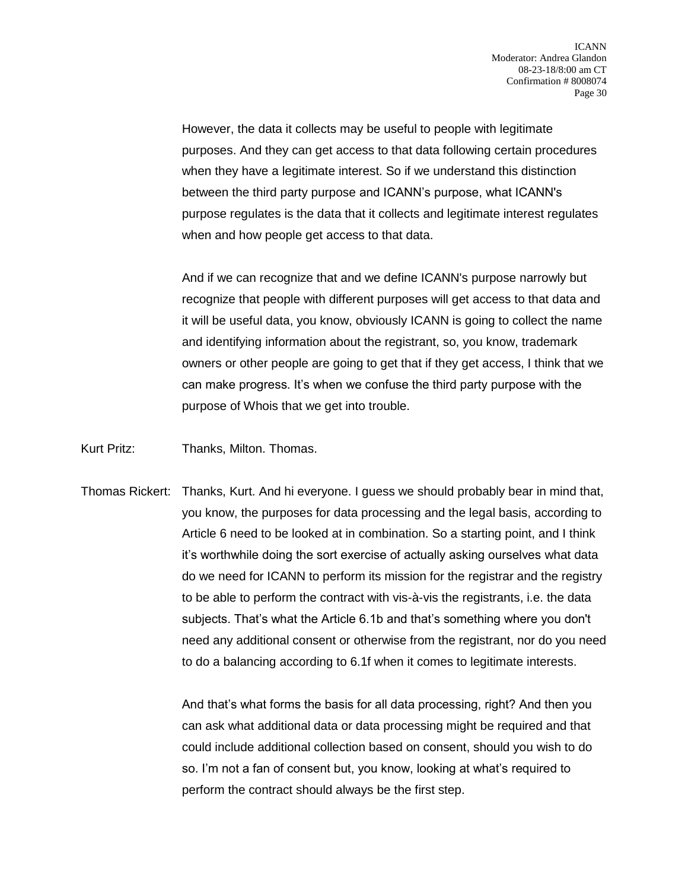However, the data it collects may be useful to people with legitimate purposes. And they can get access to that data following certain procedures when they have a legitimate interest. So if we understand this distinction between the third party purpose and ICANN's purpose, what ICANN's purpose regulates is the data that it collects and legitimate interest regulates when and how people get access to that data.

And if we can recognize that and we define ICANN's purpose narrowly but recognize that people with different purposes will get access to that data and it will be useful data, you know, obviously ICANN is going to collect the name and identifying information about the registrant, so, you know, trademark owners or other people are going to get that if they get access, I think that we can make progress. It's when we confuse the third party purpose with the purpose of Whois that we get into trouble.

Kurt Pritz: Thanks, Milton. Thomas.

Thomas Rickert: Thanks, Kurt. And hi everyone. I guess we should probably bear in mind that, you know, the purposes for data processing and the legal basis, according to Article 6 need to be looked at in combination. So a starting point, and I think it's worthwhile doing the sort exercise of actually asking ourselves what data do we need for ICANN to perform its mission for the registrar and the registry to be able to perform the contract with vis-à-vis the registrants, i.e. the data subjects. That's what the Article 6.1b and that's something where you don't need any additional consent or otherwise from the registrant, nor do you need to do a balancing according to 6.1f when it comes to legitimate interests.

And that's what forms the basis for all data processing, right? And then you can ask what additional data or data processing might be required and that could include additional collection based on consent, should you wish to do so. I'm not a fan of consent but, you know, looking at what's required to perform the contract should always be the first step.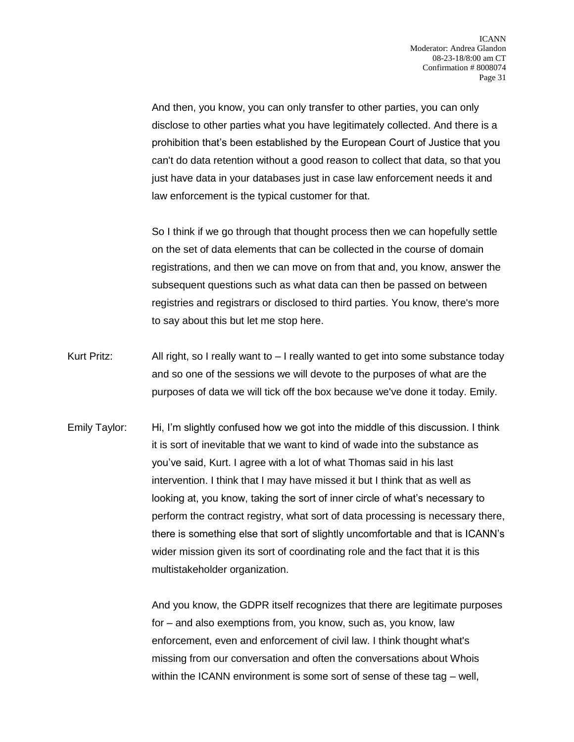And then, you know, you can only transfer to other parties, you can only disclose to other parties what you have legitimately collected. And there is a prohibition that's been established by the European Court of Justice that you can't do data retention without a good reason to collect that data, so that you just have data in your databases just in case law enforcement needs it and law enforcement is the typical customer for that.

So I think if we go through that thought process then we can hopefully settle on the set of data elements that can be collected in the course of domain registrations, and then we can move on from that and, you know, answer the subsequent questions such as what data can then be passed on between registries and registrars or disclosed to third parties. You know, there's more to say about this but let me stop here.

Kurt Pritz: All right, so I really want to – I really wanted to get into some substance today and so one of the sessions we will devote to the purposes of what are the purposes of data we will tick off the box because we've done it today. Emily.

Emily Taylor: Hi, I'm slightly confused how we got into the middle of this discussion. I think it is sort of inevitable that we want to kind of wade into the substance as you've said, Kurt. I agree with a lot of what Thomas said in his last intervention. I think that I may have missed it but I think that as well as looking at, you know, taking the sort of inner circle of what's necessary to perform the contract registry, what sort of data processing is necessary there, there is something else that sort of slightly uncomfortable and that is ICANN's wider mission given its sort of coordinating role and the fact that it is this multistakeholder organization.

And you know, the GDPR itself recognizes that there are legitimate purposes for – and also exemptions from, you know, such as, you know, law enforcement, even and enforcement of civil law. I think thought what's missing from our conversation and often the conversations about Whois within the ICANN environment is some sort of sense of these tag – well,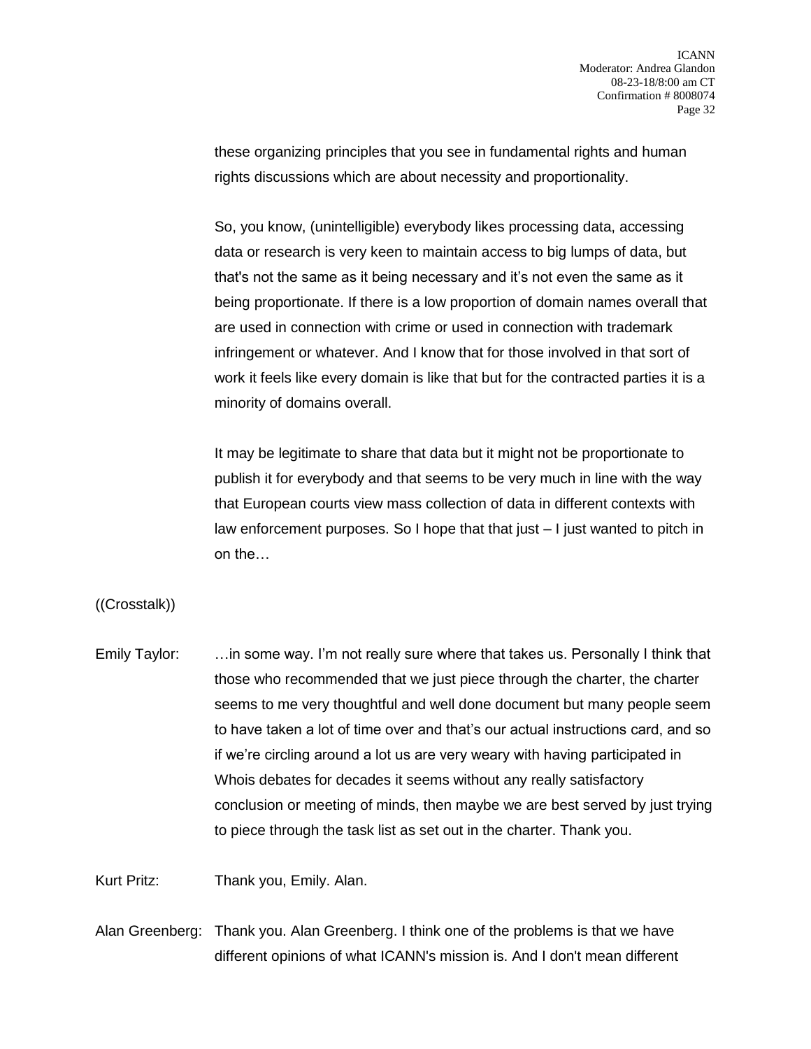these organizing principles that you see in fundamental rights and human rights discussions which are about necessity and proportionality.

So, you know, (unintelligible) everybody likes processing data, accessing data or research is very keen to maintain access to big lumps of data, but that's not the same as it being necessary and it's not even the same as it being proportionate. If there is a low proportion of domain names overall that are used in connection with crime or used in connection with trademark infringement or whatever. And I know that for those involved in that sort of work it feels like every domain is like that but for the contracted parties it is a minority of domains overall.

It may be legitimate to share that data but it might not be proportionate to publish it for everybody and that seems to be very much in line with the way that European courts view mass collection of data in different contexts with law enforcement purposes. So I hope that that just – I just wanted to pitch in on the…

((Crosstalk))

Emily Taylor: …in some way. I'm not really sure where that takes us. Personally I think that those who recommended that we just piece through the charter, the charter seems to me very thoughtful and well done document but many people seem to have taken a lot of time over and that's our actual instructions card, and so if we're circling around a lot us are very weary with having participated in Whois debates for decades it seems without any really satisfactory conclusion or meeting of minds, then maybe we are best served by just trying to piece through the task list as set out in the charter. Thank you.

Kurt Pritz: Thank you, Emily. Alan.

Alan Greenberg: Thank you. Alan Greenberg. I think one of the problems is that we have different opinions of what ICANN's mission is. And I don't mean different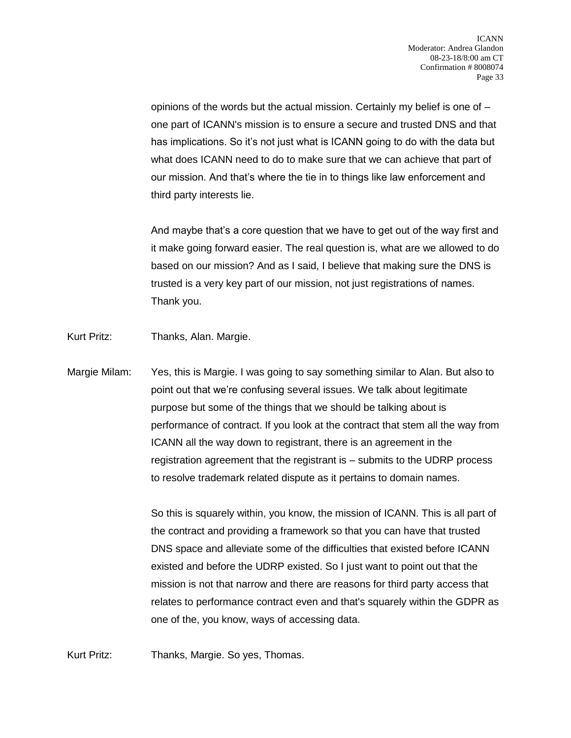opinions of the words but the actual mission. Certainly my belief is one of – one part of ICANN's mission is to ensure a secure and trusted DNS and that has implications. So it's not just what is ICANN going to do with the data but what does ICANN need to do to make sure that we can achieve that part of our mission. And that's where the tie in to things like law enforcement and third party interests lie.

And maybe that's a core question that we have to get out of the way first and it make going forward easier. The real question is, what are we allowed to do based on our mission? And as I said, I believe that making sure the DNS is trusted is a very key part of our mission, not just registrations of names. Thank you.

Kurt Pritz: Thanks, Alan. Margie.

Margie Milam: Yes, this is Margie. I was going to say something similar to Alan. But also to point out that we're confusing several issues. We talk about legitimate purpose but some of the things that we should be talking about is performance of contract. If you look at the contract that stem all the way from ICANN all the way down to registrant, there is an agreement in the registration agreement that the registrant is – submits to the UDRP process to resolve trademark related dispute as it pertains to domain names.

So this is squarely within, you know, the mission of ICANN. This is all part of the contract and providing a framework so that you can have that trusted DNS space and alleviate some of the difficulties that existed before ICANN existed and before the UDRP existed. So I just want to point out that the mission is not that narrow and there are reasons for third party access that relates to performance contract even and that's squarely within the GDPR as one of the, you know, ways of accessing data.

Kurt Pritz: Thanks, Margie. So yes, Thomas.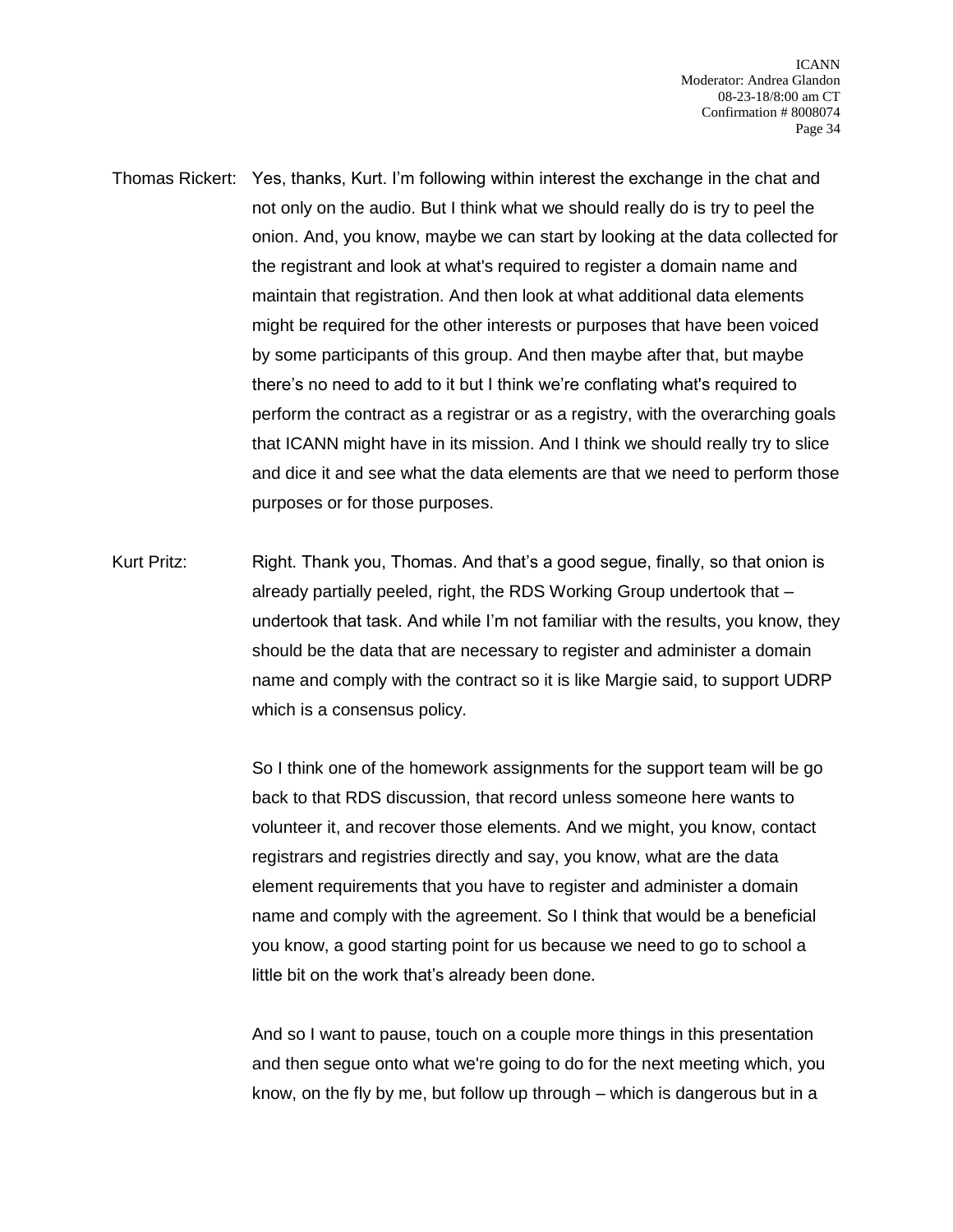Thomas Rickert: Yes, thanks, Kurt. I'm following within interest the exchange in the chat and not only on the audio. But I think what we should really do is try to peel the onion. And, you know, maybe we can start by looking at the data collected for the registrant and look at what's required to register a domain name and maintain that registration. And then look at what additional data elements might be required for the other interests or purposes that have been voiced by some participants of this group. And then maybe after that, but maybe there's no need to add to it but I think we're conflating what's required to perform the contract as a registrar or as a registry, with the overarching goals that ICANN might have in its mission. And I think we should really try to slice and dice it and see what the data elements are that we need to perform those purposes or for those purposes.

Kurt Pritz: Right. Thank you, Thomas. And that's a good segue, finally, so that onion is already partially peeled, right, the RDS Working Group undertook that – undertook that task. And while I'm not familiar with the results, you know, they should be the data that are necessary to register and administer a domain name and comply with the contract so it is like Margie said, to support UDRP which is a consensus policy.

So I think one of the homework assignments for the support team will be go back to that RDS discussion, that record unless someone here wants to volunteer it, and recover those elements. And we might, you know, contact registrars and registries directly and say, you know, what are the data element requirements that you have to register and administer a domain name and comply with the agreement. So I think that would be a beneficial you know, a good starting point for us because we need to go to school a little bit on the work that's already been done.

And so I want to pause, touch on a couple more things in this presentation and then segue onto what we're going to do for the next meeting which, you know, on the fly by me, but follow up through – which is dangerous but in a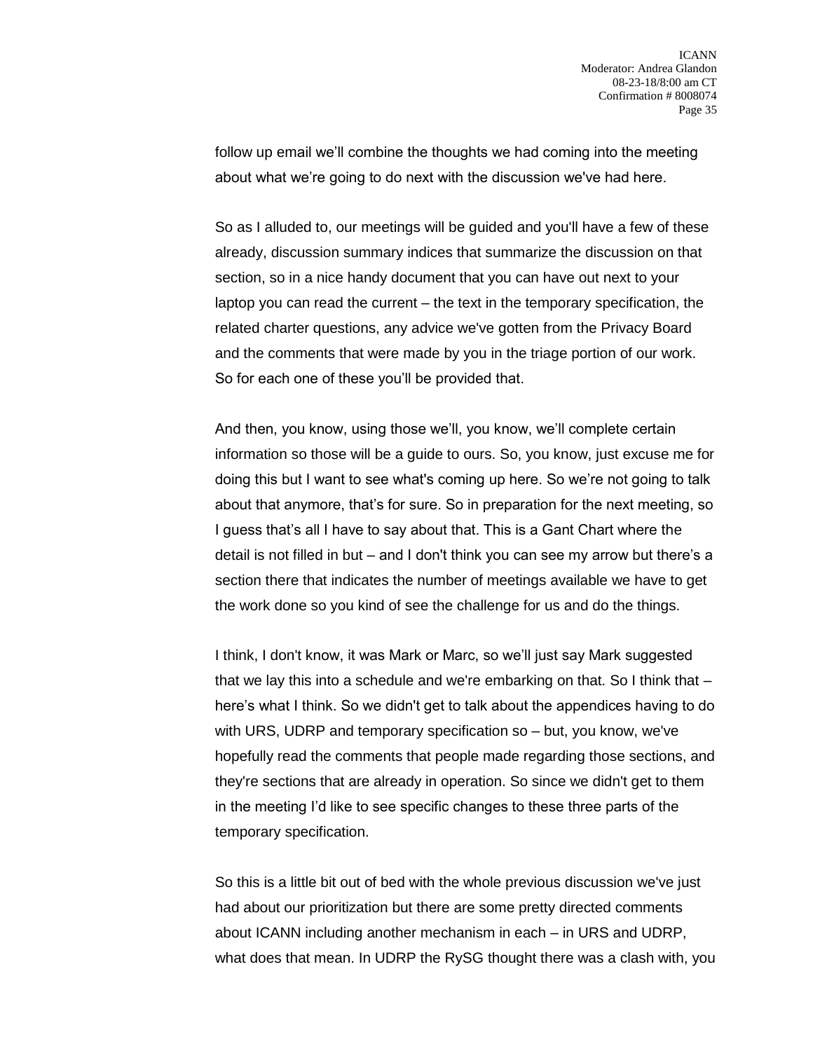follow up email we'll combine the thoughts we had coming into the meeting about what we're going to do next with the discussion we've had here.

So as I alluded to, our meetings will be guided and you'll have a few of these already, discussion summary indices that summarize the discussion on that section, so in a nice handy document that you can have out next to your laptop you can read the current – the text in the temporary specification, the related charter questions, any advice we've gotten from the Privacy Board and the comments that were made by you in the triage portion of our work. So for each one of these you'll be provided that.

And then, you know, using those we'll, you know, we'll complete certain information so those will be a guide to ours. So, you know, just excuse me for doing this but I want to see what's coming up here. So we're not going to talk about that anymore, that's for sure. So in preparation for the next meeting, so I guess that's all I have to say about that. This is a Gant Chart where the detail is not filled in but – and I don't think you can see my arrow but there's a section there that indicates the number of meetings available we have to get the work done so you kind of see the challenge for us and do the things.

I think, I don't know, it was Mark or Marc, so we'll just say Mark suggested that we lay this into a schedule and we're embarking on that. So I think that – here's what I think. So we didn't get to talk about the appendices having to do with URS, UDRP and temporary specification so – but, you know, we've hopefully read the comments that people made regarding those sections, and they're sections that are already in operation. So since we didn't get to them in the meeting I'd like to see specific changes to these three parts of the temporary specification.

So this is a little bit out of bed with the whole previous discussion we've just had about our prioritization but there are some pretty directed comments about ICANN including another mechanism in each – in URS and UDRP, what does that mean. In UDRP the RySG thought there was a clash with, you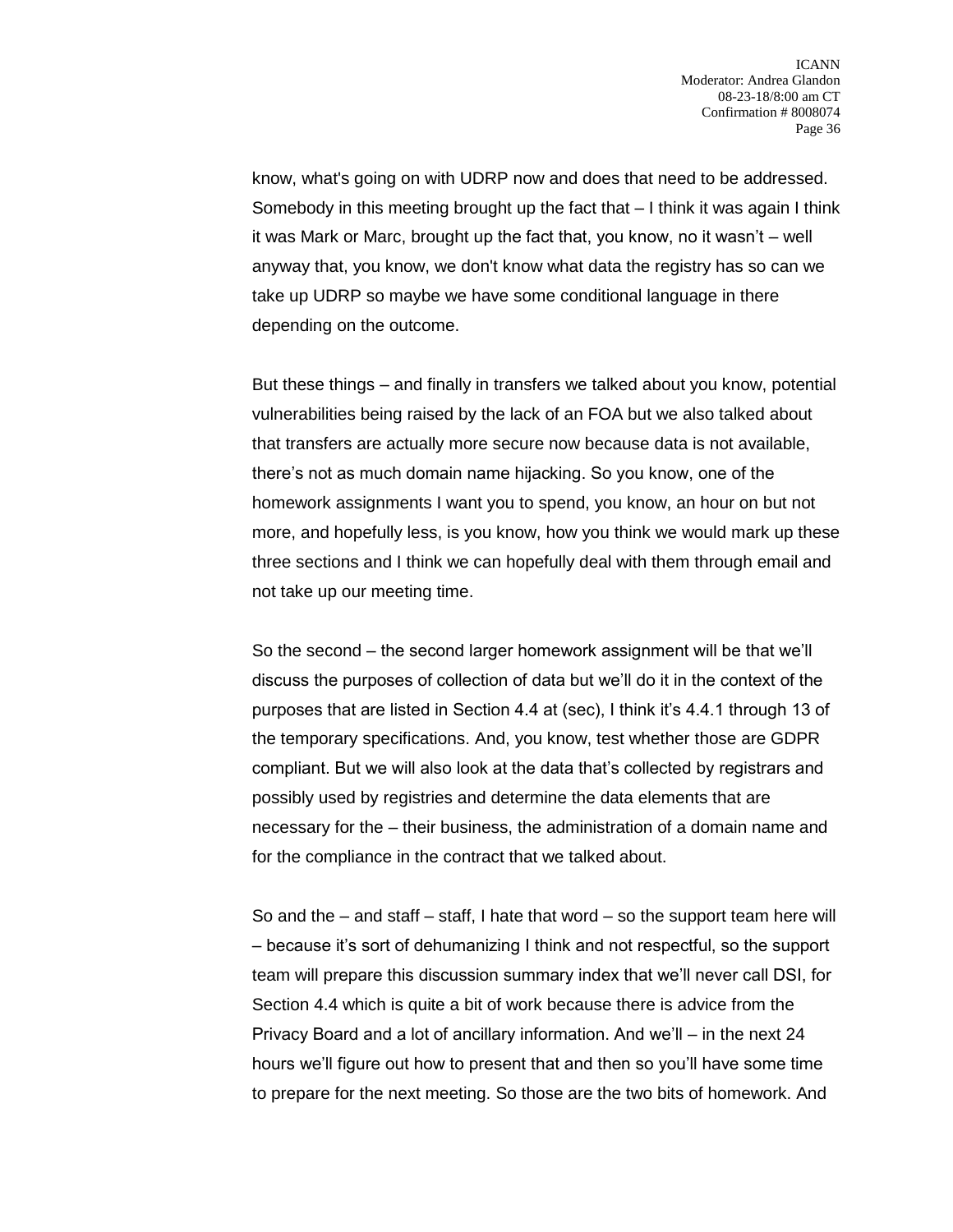know, what's going on with UDRP now and does that need to be addressed. Somebody in this meeting brought up the fact that – I think it was again I think it was Mark or Marc, brought up the fact that, you know, no it wasn't – well anyway that, you know, we don't know what data the registry has so can we take up UDRP so maybe we have some conditional language in there depending on the outcome.

But these things – and finally in transfers we talked about you know, potential vulnerabilities being raised by the lack of an FOA but we also talked about that transfers are actually more secure now because data is not available, there's not as much domain name hijacking. So you know, one of the homework assignments I want you to spend, you know, an hour on but not more, and hopefully less, is you know, how you think we would mark up these three sections and I think we can hopefully deal with them through email and not take up our meeting time.

So the second – the second larger homework assignment will be that we'll discuss the purposes of collection of data but we'll do it in the context of the purposes that are listed in Section 4.4 at (sec), I think it's 4.4.1 through 13 of the temporary specifications. And, you know, test whether those are GDPR compliant. But we will also look at the data that's collected by registrars and possibly used by registries and determine the data elements that are necessary for the – their business, the administration of a domain name and for the compliance in the contract that we talked about.

So and the – and staff – staff, I hate that word – so the support team here will – because it's sort of dehumanizing I think and not respectful, so the support team will prepare this discussion summary index that we'll never call DSI, for Section 4.4 which is quite a bit of work because there is advice from the Privacy Board and a lot of ancillary information. And we'll – in the next 24 hours we'll figure out how to present that and then so you'll have some time to prepare for the next meeting. So those are the two bits of homework. And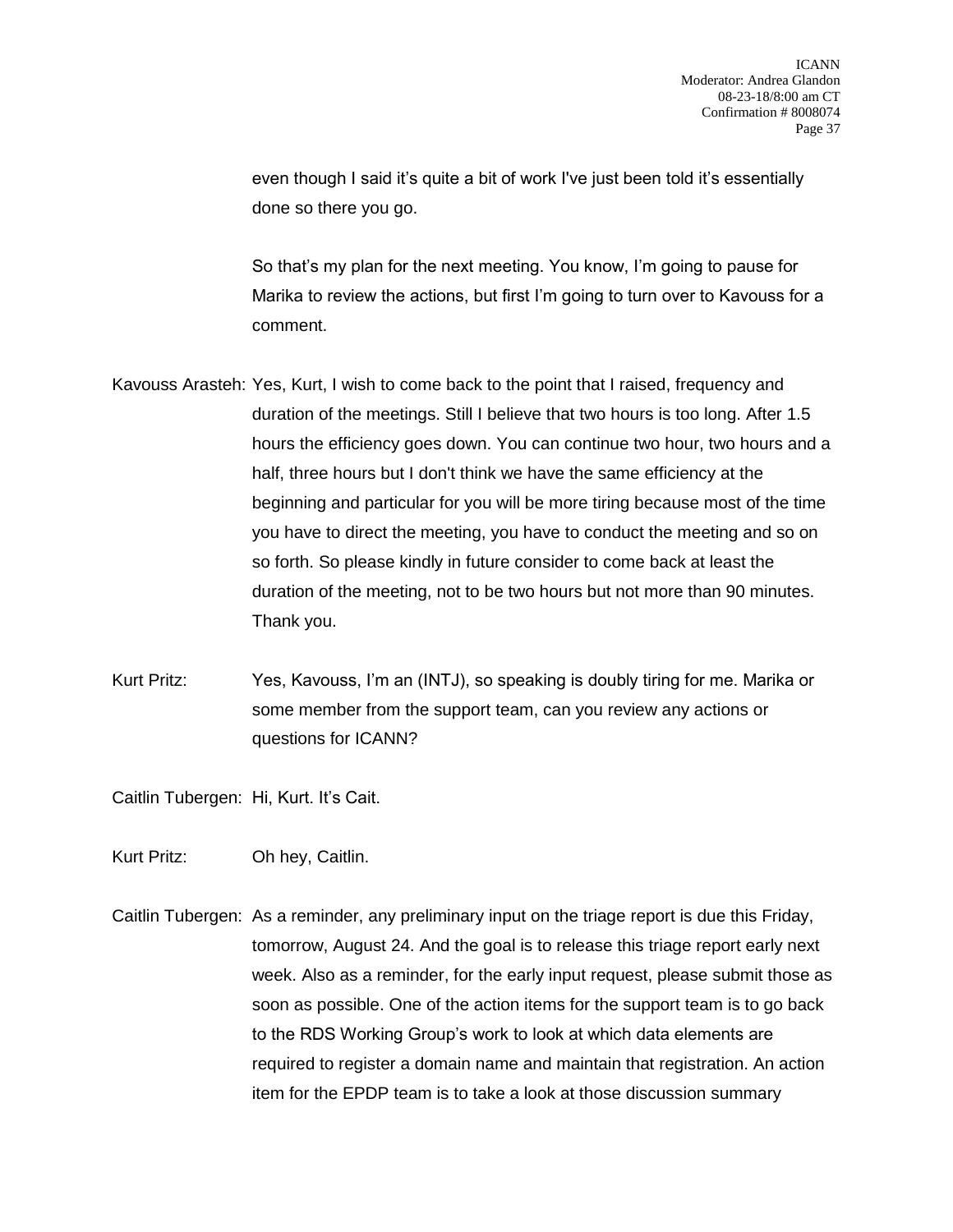even though I said it's quite a bit of work I've just been told it's essentially done so there you go.

So that's my plan for the next meeting. You know, I'm going to pause for Marika to review the actions, but first I'm going to turn over to Kavouss for a comment.

Kavouss Arasteh: Yes, Kurt, I wish to come back to the point that I raised, frequency and duration of the meetings. Still I believe that two hours is too long. After 1.5 hours the efficiency goes down. You can continue two hour, two hours and a half, three hours but I don't think we have the same efficiency at the beginning and particular for you will be more tiring because most of the time you have to direct the meeting, you have to conduct the meeting and so on so forth. So please kindly in future consider to come back at least the duration of the meeting, not to be two hours but not more than 90 minutes. Thank you.

Kurt Pritz: Yes, Kavouss, I'm an (INTJ), so speaking is doubly tiring for me. Marika or some member from the support team, can you review any actions or questions for ICANN?

Caitlin Tubergen: Hi, Kurt. It's Cait.

Kurt Pritz: Oh hey, Caitlin.

Caitlin Tubergen: As a reminder, any preliminary input on the triage report is due this Friday, tomorrow, August 24. And the goal is to release this triage report early next week. Also as a reminder, for the early input request, please submit those as soon as possible. One of the action items for the support team is to go back to the RDS Working Group's work to look at which data elements are required to register a domain name and maintain that registration. An action item for the EPDP team is to take a look at those discussion summary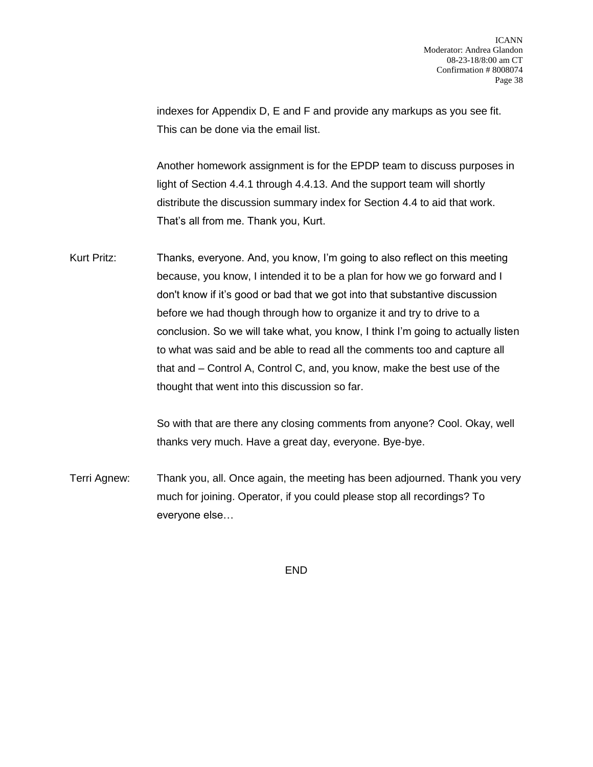indexes for Appendix D, E and F and provide any markups as you see fit. This can be done via the email list.

Another homework assignment is for the EPDP team to discuss purposes in light of Section 4.4.1 through 4.4.13. And the support team will shortly distribute the discussion summary index for Section 4.4 to aid that work. That's all from me. Thank you, Kurt.

Kurt Pritz: Thanks, everyone. And, you know, I'm going to also reflect on this meeting because, you know, I intended it to be a plan for how we go forward and I don't know if it's good or bad that we got into that substantive discussion before we had though through how to organize it and try to drive to a conclusion. So we will take what, you know, I think I'm going to actually listen to what was said and be able to read all the comments too and capture all that and – Control A, Control C, and, you know, make the best use of the thought that went into this discussion so far.

So with that are there any closing comments from anyone? Cool. Okay, well thanks very much. Have a great day, everyone. Bye-bye.

Terri Agnew: Thank you, all. Once again, the meeting has been adjourned. Thank you very much for joining. Operator, if you could please stop all recordings? To everyone else…

END